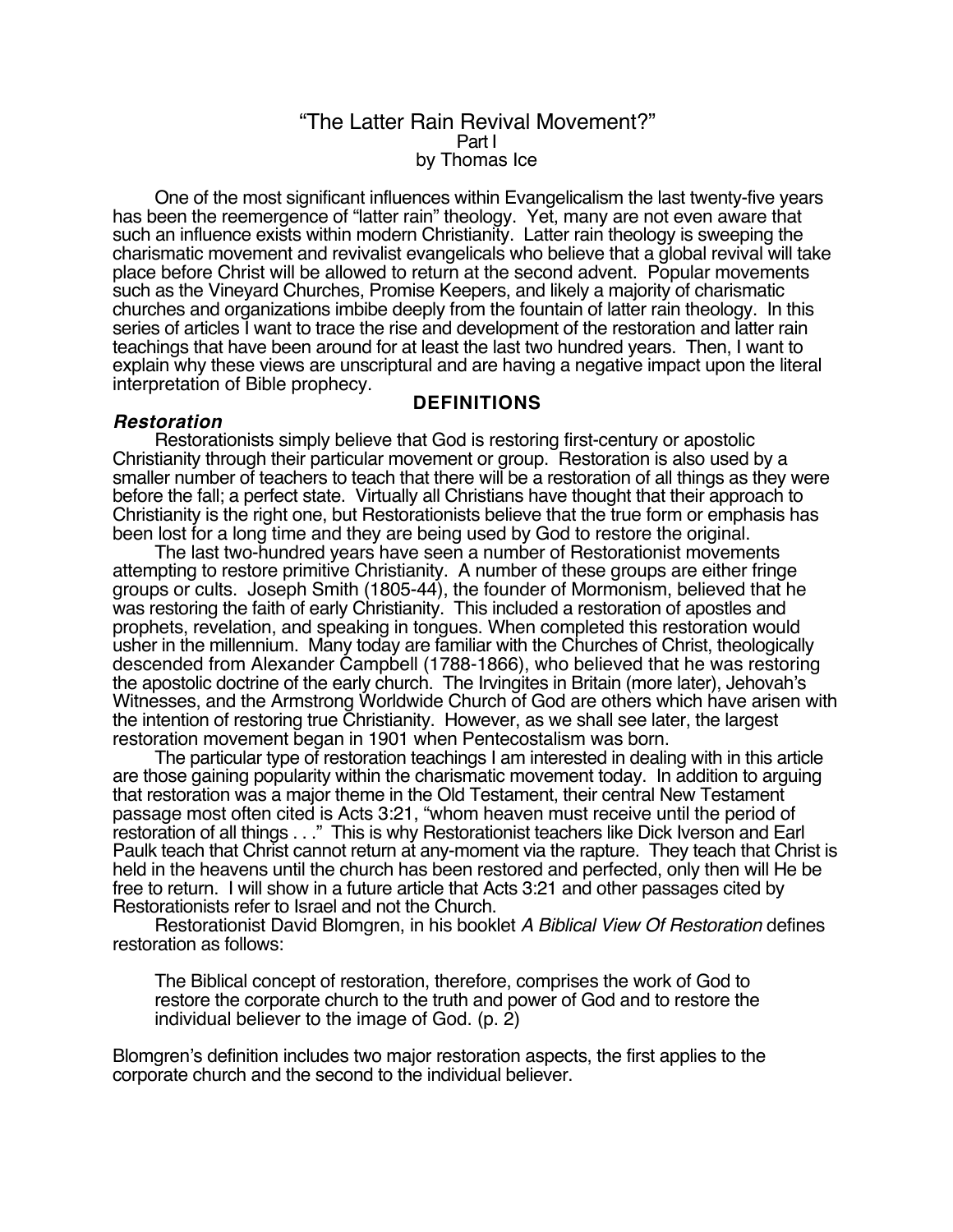# "The Latter Rain Revival Movement?"

Part I

by Thomas Ice

One of the most significant influences within Evangelicalism the last twenty-five years has been the reemergence of "latter rain" theology. Yet, many are not even aware that such an influence exists within modern Christianity. Latter rain theology is sweeping the charismatic movement and revivalist evangelicals who believe that a global revival will take place before Christ will be allowed to return at the second advent. Popular movements such as the Vineyard Churches, Promise Keepers, and likely a majority of charismatic churches and organizations imbibe deeply from the fountain of latter rain theology. In this series of articles I want to trace the rise and development of the restoration and latter rain teachings that have been around for at least the last two hundred years. Then, I want to explain why these views are unscriptural and are having a negative impact upon the literal interpretation of Bible prophecy.

## DEFINITIONS

### *Restoration*

Restorationists simply believe that God is restoring first-century or apostolic Christianity through their particular movement or group. Restoration is also used by a smaller number of teachers to teach that there will be a restoration of all things as they were before the fall; a perfect state. Virtually all Christians have thought that their approach to Christianity is the right one, but Restorationists believe that the true form or emphasis has been lost for a long time and they are being used by God to restore the original.

The last two-hundred years have seen a number of Restorationist movements attempting to restore primitive Christianity. A number of these groups are either fringe groups or cults. Joseph Smith (1805-44), the founder of Mormonism, believed that he was restoring the faith of early Christianity. This included a restoration of apostles and prophets, revelation, and speaking in tongues. When completed this restoration would usher in the millennium. Many today are familiar with the Churches of Christ, theologically descended from Alexander Campbell (1788-1866), who believed that he was restoring the apostolic doctrine of the early church. The Irvingites in Britain (more later), Jehovah's Witnesses, and the Armstrong Worldwide Church of God are others which have arisen with the intention of restoring true Christianity. However, as we shall see later, the largest restoration movement began in 1901 when Pentecostalism was born.

The particular type of restoration teachings I am interested in dealing with in this article are those gaining popularity within the charismatic movement today. In addition to arguing that restoration was a major theme in the Old Testament, their central New Testament passage most often cited is Acts 3:21, "whom heaven must receive until the period of restoration of all things . . ." This is why Restorationist teachers like Dick Iverson and Earl Paulk teach that Christ cannot return at any-moment via the rapture. They teach that Christ is held in the heavens until the church has been restored and perfected, only then will He be free to return. I will show in a future article that Acts 3:21 and other passages cited by Restorationists refer to Israel and not the Church.

Restorationist David Blomgren, in his booklet *A Biblical View Of Restoration* defines restoration as follows:

> The Biblical concept of restoration, therefore, comprises the work of God to restore the corporate church to the truth and power of God and to restore the individual believer to the image of God. (p. 2)

Blomgren's definition includes two major restoration aspects, the first applies to the corporate church and the second to the individual believer.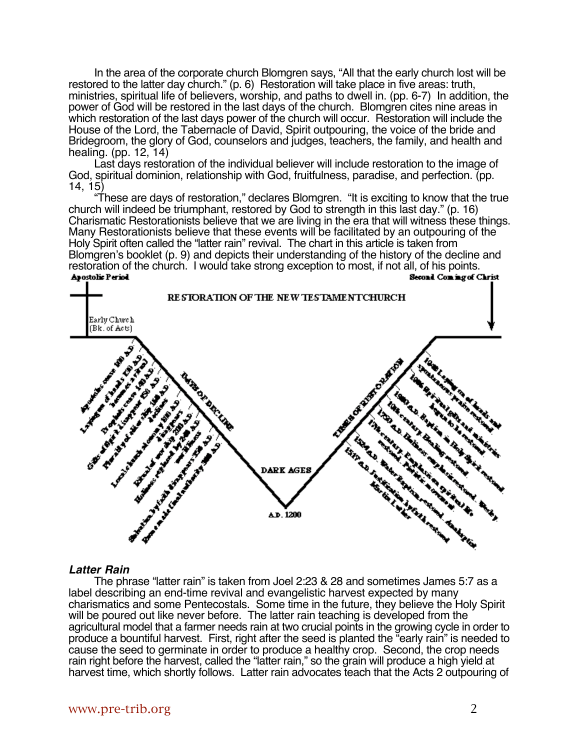In the area of the corporate church Blomgren says, "All that the early church lost will be restored to the latter day church." (p. 6) Restoration will take place in five areas: truth, ministries, spiritual life of believers, worship, and paths to dwell in. (pp. 6-7) In addition, the power of God will be restored in the last days of the church. Blomgren cites nine areas in which restoration of the last days power of the church will occur. Restoration will include the House of the Lord, the Tabernacle of David, Spirit outpouring, the voice of the bride and Bridegroom, the glory of God, counselors and judges, teachers, the family, and health and healing. (pp. 12, 14)

Last days restoration of the individual believer will include restoration to the image of God, spiritual dominion, relationship with God, fruitfulness, paradise, and perfection. (pp. 14, 15)

"These are days of restoration," declares Blomgren. "It is exciting to know that the true church will indeed be triumphant, restored by God to strength in this last day." (p. 16) Charismatic Restorationists believe that we are living in the era that will witness these things. Many Restorationists believe that these events will be facilitated by an outpouring of the Holy Spirit often called the "latter rain" revival. The chart in this article is taken from Blomgren's booklet (p. 9) and depicts their understanding of the history of the decline and restoration of the church. I would take strong exception to most, if not all, of his points.

Apostolic Period — Second Coming of Christ

RESTORATION OF THE NEW TESTAMENT CHURCH

Early Church (Bk. of Acts)

DAYS OF DECLINE: Apostles cease 100 A.D.; Laying on of hands 125 A.D. becomes a ritual; Prophets cease 150 A.D.; Gifts of Spirit disappear 150 A.D.; Plurality of eldership 180 A.D. declines; Local church autonomy 200 A.D. disappears; Ritual of worship 200 A.D. introduced; Holiness replaced by 250 A.D. worldliness; Salvation by faith disappears 350 A.D.; Pope made final authority 500 A.D.

DARK AGES — A.D. 1200

TIMES OF RESTORATION: 1517 A.D. Justification by faith restored, Martin Luther; 1524 A.D. Water Baptism restored, Anabaptist; 17th century Emphasis on spiritual life restored, Pietistic movement; 1750 A.D. Holiness emphasis restored, Wesley; 19th century Healing restored; 1900 A.D. Baptism in Holy Spirit restored; 1948 Spiritual gifts and ministries begun to be restored; 1948 Laying on of hands and spontaneous praise restored

### *Latter Rain*

The phrase "latter rain" is taken from Joel 2:23 & 28 and sometimes James 5:7 as a label describing an end-time revival and evangelistic harvest expected by many charismatics and some Pentecostals. Some time in the future, they believe the Holy Spirit will be poured out like never before. The latter rain teaching is developed from the agricultural model that a farmer needs rain at two crucial points in the growing cycle in order to produce a bountiful harvest. First, right after the seed is planted the "early rain" is needed to cause the seed to germinate in order to produce a healthy crop. Second, the crop needs rain right before the harvest, called the "latter rain," so the grain will produce a high yield at harvest time, which shortly follows. Latter rain advocates teach that the Acts 2 outpouring of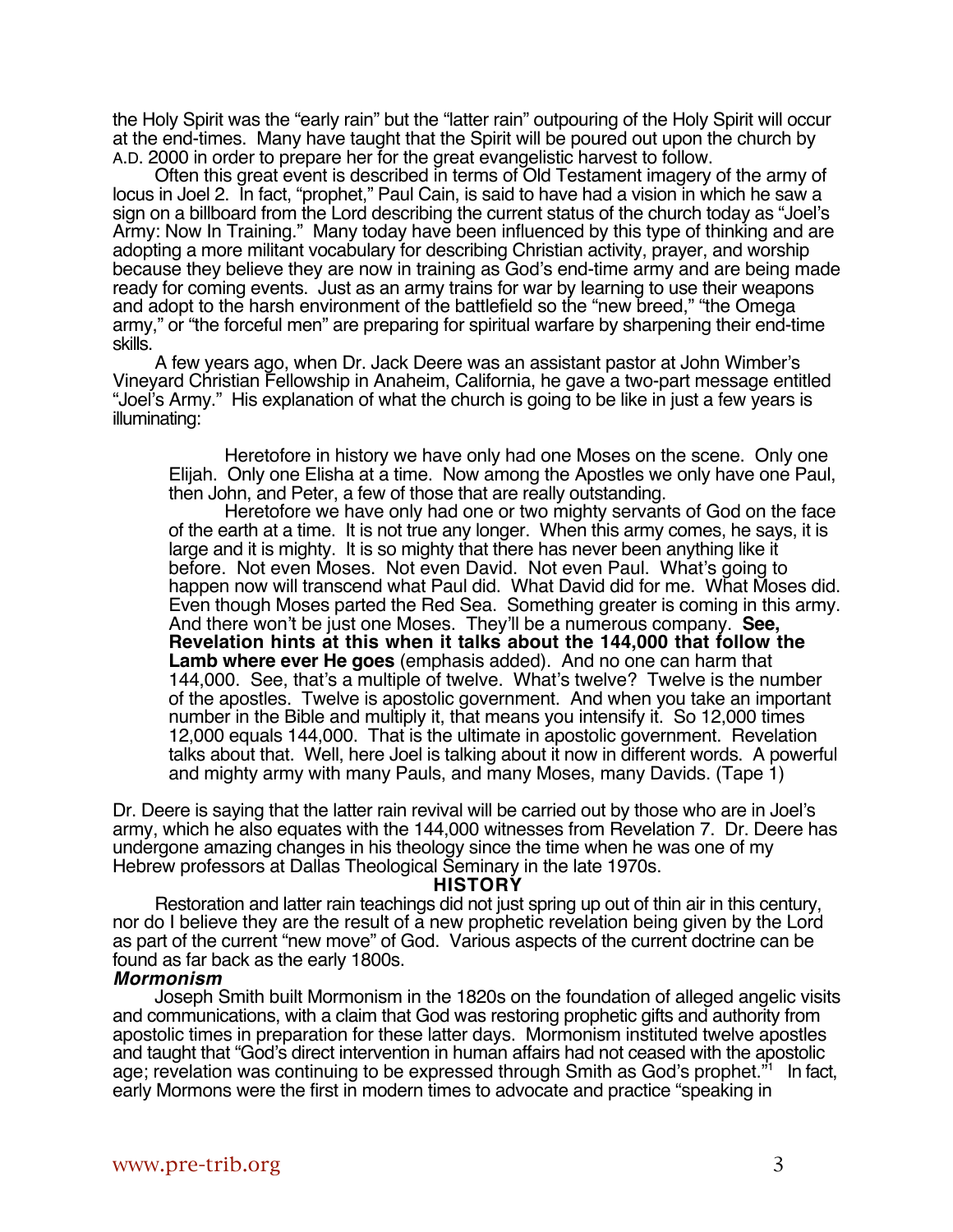the Holy Spirit was the "early rain" but the "latter rain" outpouring of the Holy Spirit will occur at the end-times. Many have taught that the Spirit will be poured out upon the church by A.D. 2000 in order to prepare her for the great evangelistic harvest to follow.

Often this great event is described in terms of Old Testament imagery of the army of locus in Joel 2. In fact, "prophet," Paul Cain, is said to have had a vision in which he saw a sign on a billboard from the Lord describing the current status of the church today as "Joel's Army: Now In Training." Many today have been influenced by this type of thinking and are adopting a more militant vocabulary for describing Christian activity, prayer, and worship because they believe they are now in training as God's end-time army and are being made ready for coming events. Just as an army trains for war by learning to use their weapons and adopt to the harsh environment of the battlefield so the "new breed," "the Omega army," or "the forceful men" are preparing for spiritual warfare by sharpening their end-time skills.

A few years ago, when Dr. Jack Deere was an assistant pastor at John Wimber's Vineyard Christian Fellowship in Anaheim, California, he gave a two-part message entitled "Joel's Army." His explanation of what the church is going to be like in just a few years is illuminating:

> Heretofore in history we have only had one Moses on the scene. Only one Elijah. Only one Elisha at a time. Now among the Apostles we only have one Paul, then John, and Peter, a few of those that are really outstanding.
>
> Heretofore we have only had one or two mighty servants of God on the face of the earth at a time. It is not true any longer. When this army comes, he says, it is large and it is mighty. It is so mighty that there has never been anything like it before. Not even Moses. Not even David. Not even Paul. What's going to happen now will transcend what Paul did. What David did for me. What Moses did. Even though Moses parted the Red Sea. Something greater is coming in this army. And there won't be just one Moses. They'll be a numerous company. **See, Revelation hints at this when it talks about the 144,000 that follow the Lamb where ever He goes** (emphasis added). And no one can harm that 144,000. See, that's a multiple of twelve. What's twelve? Twelve is the number of the apostles. Twelve is apostolic government. And when you take an important number in the Bible and multiply it, that means you intensify it. So 12,000 times 12,000 equals 144,000. That is the ultimate in apostolic government. Revelation talks about that. Well, here Joel is talking about it now in different words. A powerful and mighty army with many Pauls, and many Moses, many Davids. (Tape 1)

Dr. Deere is saying that the latter rain revival will be carried out by those who are in Joel's army, which he also equates with the 144,000 witnesses from Revelation 7. Dr. Deere has undergone amazing changes in his theology since the time when he was one of my Hebrew professors at Dallas Theological Seminary in the late 1970s.

## HISTORY

Restoration and latter rain teachings did not just spring up out of thin air in this century, nor do I believe they are the result of a new prophetic revelation being given by the Lord as part of the current "new move" of God. Various aspects of the current doctrine can be found as far back as the early 1800s.

### *Mormonism*

Joseph Smith built Mormonism in the 1820s on the foundation of alleged angelic visits and communications, with a claim that God was restoring prophetic gifts and authority from apostolic times in preparation for these latter days. Mormonism instituted twelve apostles and taught that "God's direct intervention in human affairs had not ceased with the apostolic age; revelation was continuing to be expressed through Smith as God's prophet."[1] In fact, early Mormons were the first in modern times to advocate and practice "speaking in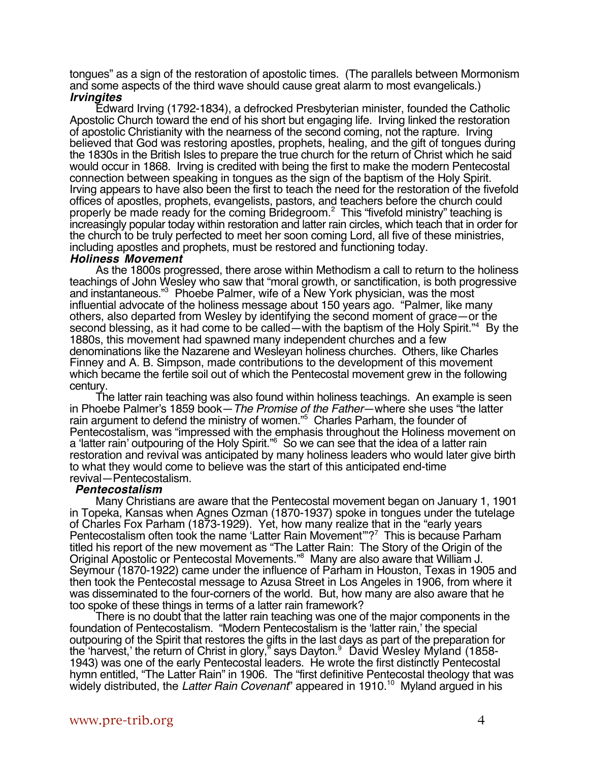tongues" as a sign of the restoration of apostolic times. (The parallels between Mormonism and some aspects of the third wave should cause great alarm to most evangelicals.)

### *Irvingites*

Edward Irving (1792-1834), a defrocked Presbyterian minister, founded the Catholic Apostolic Church toward the end of his short but engaging life. Irving linked the restoration of apostolic Christianity with the nearness of the second coming, not the rapture. Irving believed that God was restoring apostles, prophets, healing, and the gift of tongues during the 1830s in the British Isles to prepare the true church for the return of Christ which he said would occur in 1868. Irving is credited with being the first to make the modern Pentecostal connection between speaking in tongues as the sign of the baptism of the Holy Spirit. Irving appears to have also been the first to teach the need for the restoration of the fivefold offices of apostles, prophets, evangelists, pastors, and teachers before the church could properly be made ready for the coming Bridegroom.[2] This "fivefold ministry" teaching is increasingly popular today within restoration and latter rain circles, which teach that in order for the church to be truly perfected to meet her soon coming Lord, all five of these ministries, including apostles and prophets, must be restored and functioning today.

### *Holiness Movement*

As the 1800s progressed, there arose within Methodism a call to return to the holiness teachings of John Wesley who saw that "moral growth, or sanctification, is both progressive and instantaneous."[3] Phoebe Palmer, wife of a New York physician, was the most influential advocate of the holiness message about 150 years ago. "Palmer, like many others, also departed from Wesley by identifying the second moment of grace—or the second blessing, as it had come to be called—with the baptism of the Holy Spirit."[4] By the 1880s, this movement had spawned many independent churches and a few denominations like the Nazarene and Wesleyan holiness churches. Others, like Charles Finney and A. B. Simpson, made contributions to the development of this movement which became the fertile soil out of which the Pentecostal movement grew in the following century.

The latter rain teaching was also found within holiness teachings. An example is seen in Phoebe Palmer's 1859 book—*The Promise of the Father*—where she uses "the latter rain argument to defend the ministry of women."[5] Charles Parham, the founder of Pentecostalism, was "impressed with the emphasis throughout the Holiness movement on a 'latter rain' outpouring of the Holy Spirit."[6] So we can see that the idea of a latter rain restoration and revival was anticipated by many holiness leaders who would later give birth to what they would come to believe was the start of this anticipated end-time revival—Pentecostalism.

### *Pentecostalism*

Many Christians are aware that the Pentecostal movement began on January 1, 1901 in Topeka, Kansas when Agnes Ozman (1870-1937) spoke in tongues under the tutelage of Charles Fox Parham (1873-1929). Yet, how many realize that in the "early years Pentecostalism often took the name 'Latter Rain Movement'"?[7] This is because Parham titled his report of the new movement as "The Latter Rain: The Story of the Origin of the Original Apostolic or Pentecostal Movements."[8] Many are also aware that William J. Seymour (1870-1922) came under the influence of Parham in Houston, Texas in 1905 and then took the Pentecostal message to Azusa Street in Los Angeles in 1906, from where it was disseminated to the four-corners of the world. But, how many are also aware that he too spoke of these things in terms of a latter rain framework?

There is no doubt that the latter rain teaching was one of the major components in the foundation of Pentecostalism. "Modern Pentecostalism is the 'latter rain,' the special outpouring of the Spirit that restores the gifts in the last days as part of the preparation for the 'harvest,' the return of Christ in glory," says Dayton.[9] David Wesley Myland (1858-1943) was one of the early Pentecostal leaders. He wrote the first distinctly Pentecostal hymn entitled, "The Latter Rain" in 1906. The "first definitive Pentecostal theology that was widely distributed, the *Latter Rain Covenant*" appeared in 1910.[10] Myland argued in his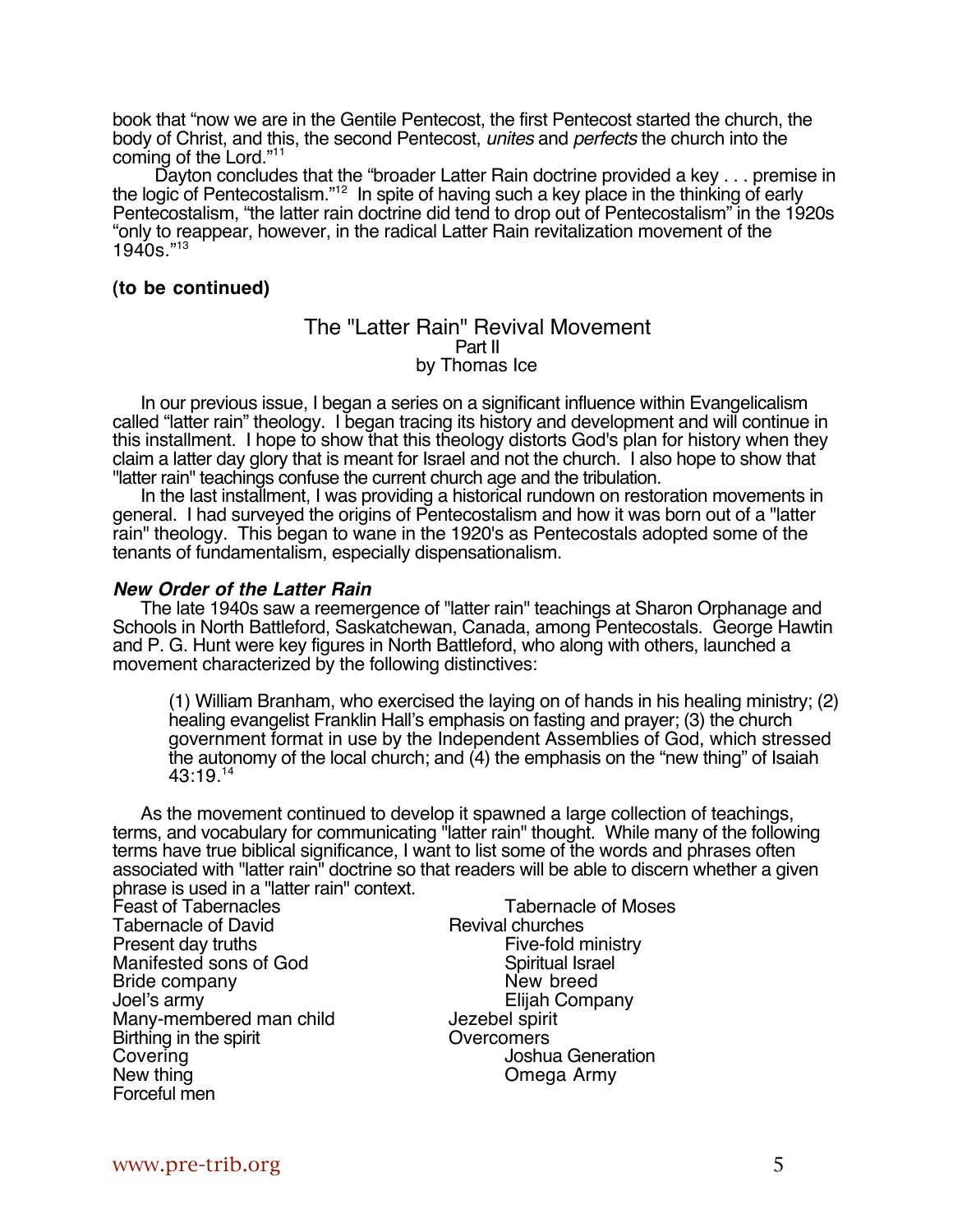book that “now we are in the Gentile Pentecost, the first Pentecost started the church, the body of Christ, and this, the second Pentecost, *unites* and *perfects* the church into the coming of the Lord.”[11]

Dayton concludes that the “broader Latter Rain doctrine provided a key . . . premise in the logic of Pentecostalism.”[12] In spite of having such a key place in the thinking of early Pentecostalism, “the latter rain doctrine did tend to drop out of Pentecostalism” in the 1920s “only to reappear, however, in the radical Latter Rain revitalization movement of the 1940s.”[13]

**(to be continued)**

## The "Latter Rain" Revival Movement

Part II

by Thomas Ice

In our previous issue, I began a series on a significant influence within Evangelicalism called “latter rain” theology. I began tracing its history and development and will continue in this installment. I hope to show that this theology distorts God's plan for history when they claim a latter day glory that is meant for Israel and not the church. I also hope to show that "latter rain" teachings confuse the current church age and the tribulation.

In the last installment, I was providing a historical rundown on restoration movements in general. I had surveyed the origins of Pentecostalism and how it was born out of a "latter rain" theology. This began to wane in the 1920's as Pentecostals adopted some of the tenants of fundamentalism, especially dispensationalism.

### ***New Order of the Latter Rain***

The late 1940s saw a reemergence of "latter rain" teachings at Sharon Orphanage and Schools in North Battleford, Saskatchewan, Canada, among Pentecostals. George Hawtin and P. G. Hunt were key figures in North Battleford, who along with others, launched a movement characterized by the following distinctives:

> (1) William Branham, who exercised the laying on of hands in his healing ministry; (2) healing evangelist Franklin Hall’s emphasis on fasting and prayer; (3) the church government format in use by the Independent Assemblies of God, which stressed the autonomy of the local church; and (4) the emphasis on the “new thing” of Isaiah 43:19.[14]

As the movement continued to develop it spawned a large collection of teachings, terms, and vocabulary for communicating "latter rain" thought. While many of the following terms have true biblical significance, I want to list some of the words and phrases often associated with "latter rain" doctrine so that readers will be able to discern whether a given phrase is used in a "latter rain" context.

Feast of Tabernacles
Tabernacle of David
Present day truths
Manifested sons of God
Bride company
Joel’s army
Many-membered man child
Birthing in the spirit
Covering
New thing
Forceful men
Tabernacle of Moses
Revival churches
Five-fold ministry
Spiritual Israel
New breed
Elijah Company
Jezebel spirit
Overcomers
Joshua Generation
Omega Army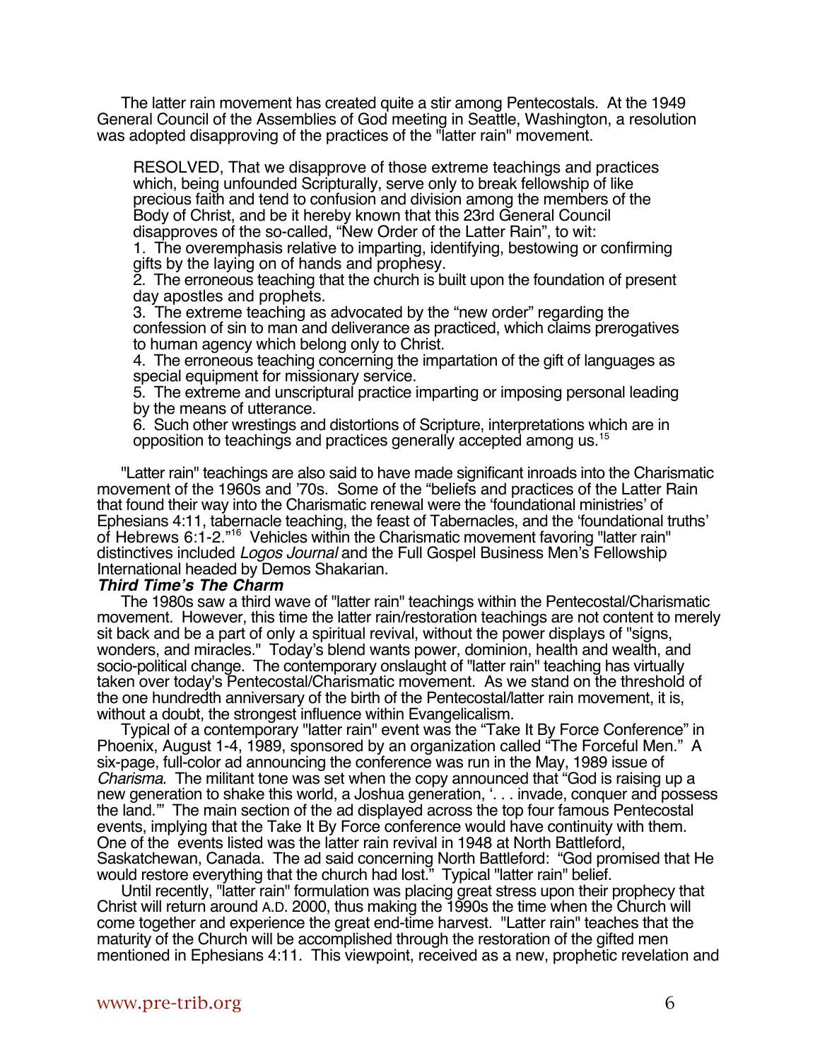The latter rain movement has created quite a stir among Pentecostals. At the 1949 General Council of the Assemblies of God meeting in Seattle, Washington, a resolution was adopted disapproving of the practices of the "latter rain" movement.

> RESOLVED, That we disapprove of those extreme teachings and practices which, being unfounded Scripturally, serve only to break fellowship of like precious faith and tend to confusion and division among the members of the Body of Christ, and be it hereby known that this 23rd General Council disapproves of the so-called, "New Order of the Latter Rain", to wit:
> 1. The overemphasis relative to imparting, identifying, bestowing or confirming gifts by the laying on of hands and prophesy.
> 2. The erroneous teaching that the church is built upon the foundation of present day apostles and prophets.
> 3. The extreme teaching as advocated by the "new order" regarding the confession of sin to man and deliverance as practiced, which claims prerogatives to human agency which belong only to Christ.
> 4. The erroneous teaching concerning the impartation of the gift of languages as special equipment for missionary service.
> 5. The extreme and unscriptural practice imparting or imposing personal leading by the means of utterance.
> 6. Such other wrestings and distortions of Scripture, interpretations which are in opposition to teachings and practices generally accepted among us.[15]

"Latter rain" teachings are also said to have made significant inroads into the Charismatic movement of the 1960s and '70s. Some of the "beliefs and practices of the Latter Rain that found their way into the Charismatic renewal were the 'foundational ministries' of Ephesians 4:11, tabernacle teaching, the feast of Tabernacles, and the 'foundational truths' of Hebrews 6:1-2."[16] Vehicles within the Charismatic movement favoring "latter rain" distinctives included *Logos Journal* and the Full Gospel Business Men's Fellowship International headed by Demos Shakarian.

### *Third Time's The Charm*

The 1980s saw a third wave of "latter rain" teachings within the Pentecostal/Charismatic movement. However, this time the latter rain/restoration teachings are not content to merely sit back and be a part of only a spiritual revival, without the power displays of "signs, wonders, and miracles." Today's blend wants power, dominion, health and wealth, and socio-political change. The contemporary onslaught of "latter rain" teaching has virtually taken over today's Pentecostal/Charismatic movement. As we stand on the threshold of the one hundredth anniversary of the birth of the Pentecostal/latter rain movement, it is, without a doubt, the strongest influence within Evangelicalism.

Typical of a contemporary "latter rain" event was the "Take It By Force Conference" in Phoenix, August 1-4, 1989, sponsored by an organization called "The Forceful Men." A six-page, full-color ad announcing the conference was run in the May, 1989 issue of *Charisma*. The militant tone was set when the copy announced that "God is raising up a new generation to shake this world, a Joshua generation, '. . . invade, conquer and possess the land.'" The main section of the ad displayed across the top four famous Pentecostal events, implying that the Take It By Force conference would have continuity with them. One of the events listed was the latter rain revival in 1948 at North Battleford, Saskatchewan, Canada. The ad said concerning North Battleford: "God promised that He would restore everything that the church had lost." Typical "latter rain" belief.

Until recently, "latter rain" formulation was placing great stress upon their prophecy that Christ will return around A.D. 2000, thus making the 1990s the time when the Church will come together and experience the great end-time harvest. "Latter rain" teaches that the maturity of the Church will be accomplished through the restoration of the gifted men mentioned in Ephesians 4:11. This viewpoint, received as a new, prophetic revelation and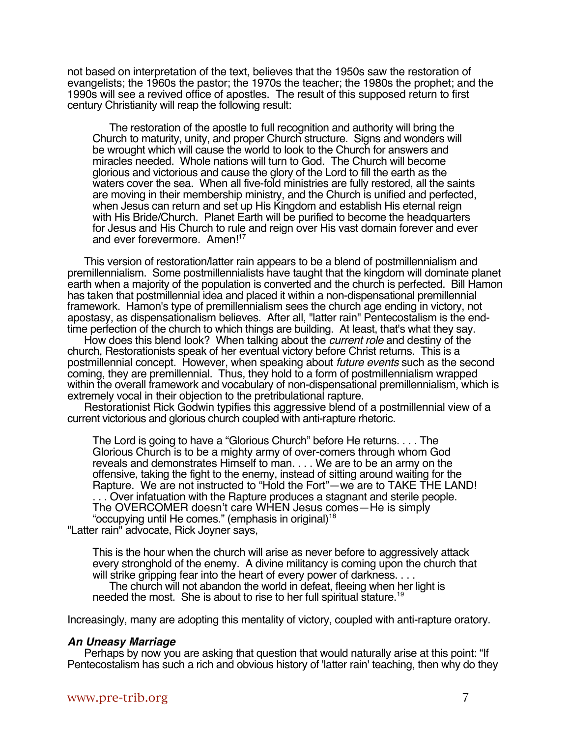not based on interpretation of the text, believes that the 1950s saw the restoration of evangelists; the 1960s the pastor; the 1970s the teacher; the 1980s the prophet; and the 1990s will see a revived office of apostles. The result of this supposed return to first century Christianity will reap the following result:

> The restoration of the apostle to full recognition and authority will bring the Church to maturity, unity, and proper Church structure. Signs and wonders will be wrought which will cause the world to look to the Church for answers and miracles needed. Whole nations will turn to God. The Church will become glorious and victorious and cause the glory of the Lord to fill the earth as the waters cover the sea. When all five-fold ministries are fully restored, all the saints are moving in their membership ministry, and the Church is unified and perfected, when Jesus can return and set up His Kingdom and establish His eternal reign with His Bride/Church. Planet Earth will be purified to become the headquarters for Jesus and His Church to rule and reign over His vast domain forever and ever and ever forevermore. Amen![17]

This version of restoration/latter rain appears to be a blend of postmillennialism and premillennialism. Some postmillennialists have taught that the kingdom will dominate planet earth when a majority of the population is converted and the church is perfected. Bill Hamon has taken that postmillennial idea and placed it within a non-dispensational premillennial framework. Hamon's type of premillennialism sees the church age ending in victory, not apostasy, as dispensationalism believes. After all, "latter rain" Pentecostalism is the end-time perfection of the church to which things are building. At least, that's what they say.

How does this blend look? When talking about the *current role* and destiny of the church, Restorationists speak of her eventual victory before Christ returns. This is a postmillennial concept. However, when speaking about *future events* such as the second coming, they are premillennial. Thus, they hold to a form of postmillennialism wrapped within the overall framework and vocabulary of non-dispensational premillennialism, which is extremely vocal in their objection to the pretribulational rapture.

Restorationist Rick Godwin typifies this aggressive blend of a postmillennial view of a current victorious and glorious church coupled with anti-rapture rhetoric.

> The Lord is going to have a "Glorious Church" before He returns. . . . The Glorious Church is to be a mighty army of over-comers through whom God reveals and demonstrates Himself to man. . . . We are to be an army on the offensive, taking the fight to the enemy, instead of sitting around waiting for the Rapture. We are not instructed to "Hold the Fort"—we are to TAKE THE LAND! . . . Over infatuation with the Rapture produces a stagnant and sterile people. The OVERCOMER doesn't care WHEN Jesus comes—He is simply "occupying until He comes." (emphasis in original)[18]

"Latter rain" advocate, Rick Joyner says,

> This is the hour when the church will arise as never before to aggressively attack every stronghold of the enemy. A divine militancy is coming upon the church that will strike gripping fear into the heart of every power of darkness. . . .
>
> The church will not abandon the world in defeat, fleeing when her light is needed the most. She is about to rise to her full spiritual stature.[19]

Increasingly, many are adopting this mentality of victory, coupled with anti-rapture oratory.

### *An Uneasy Marriage*

Perhaps by now you are asking that question that would naturally arise at this point: "If Pentecostalism has such a rich and obvious history of 'latter rain' teaching, then why do they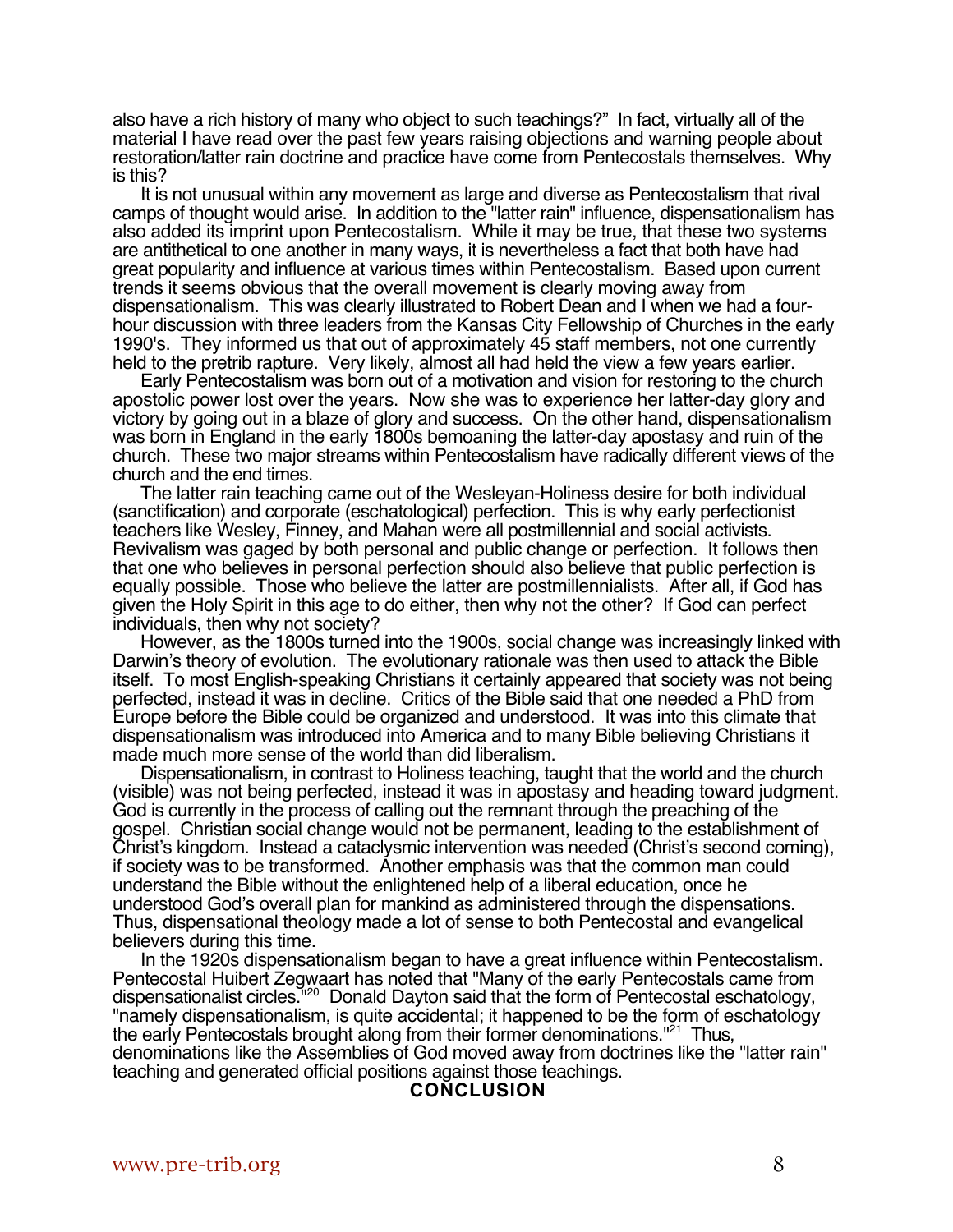also have a rich history of many who object to such teachings?" In fact, virtually all of the material I have read over the past few years raising objections and warning people about restoration/latter rain doctrine and practice have come from Pentecostals themselves. Why is this?

It is not unusual within any movement as large and diverse as Pentecostalism that rival camps of thought would arise. In addition to the "latter rain" influence, dispensationalism has also added its imprint upon Pentecostalism. While it may be true, that these two systems are antithetical to one another in many ways, it is nevertheless a fact that both have had great popularity and influence at various times within Pentecostalism. Based upon current trends it seems obvious that the overall movement is clearly moving away from dispensationalism. This was clearly illustrated to Robert Dean and I when we had a four-hour discussion with three leaders from the Kansas City Fellowship of Churches in the early 1990's. They informed us that out of approximately 45 staff members, not one currently held to the pretrib rapture. Very likely, almost all had held the view a few years earlier.

Early Pentecostalism was born out of a motivation and vision for restoring to the church apostolic power lost over the years. Now she was to experience her latter-day glory and victory by going out in a blaze of glory and success. On the other hand, dispensationalism was born in England in the early 1800s bemoaning the latter-day apostasy and ruin of the church. These two major streams within Pentecostalism have radically different views of the church and the end times.

The latter rain teaching came out of the Wesleyan-Holiness desire for both individual (sanctification) and corporate (eschatological) perfection. This is why early perfectionist teachers like Wesley, Finney, and Mahan were all postmillennial and social activists. Revivalism was gaged by both personal and public change or perfection. It follows then that one who believes in personal perfection should also believe that public perfection is equally possible. Those who believe the latter are postmillennialists. After all, if God has given the Holy Spirit in this age to do either, then why not the other? If God can perfect individuals, then why not society?

However, as the 1800s turned into the 1900s, social change was increasingly linked with Darwin's theory of evolution. The evolutionary rationale was then used to attack the Bible itself. To most English-speaking Christians it certainly appeared that society was not being perfected, instead it was in decline. Critics of the Bible said that one needed a PhD from Europe before the Bible could be organized and understood. It was into this climate that dispensationalism was introduced into America and to many Bible believing Christians it made much more sense of the world than did liberalism.

Dispensationalism, in contrast to Holiness teaching, taught that the world and the church (visible) was not being perfected, instead it was in apostasy and heading toward judgment. God is currently in the process of calling out the remnant through the preaching of the gospel. Christian social change would not be permanent, leading to the establishment of Christ's kingdom. Instead a cataclysmic intervention was needed (Christ's second coming), if society was to be transformed. Another emphasis was that the common man could understand the Bible without the enlightened help of a liberal education, once he understood God's overall plan for mankind as administered through the dispensations. Thus, dispensational theology made a lot of sense to both Pentecostal and evangelical believers during this time.

In the 1920s dispensationalism began to have a great influence within Pentecostalism. Pentecostal Huibert Zegwaart has noted that "Many of the early Pentecostals came from dispensationalist circles."[20] Donald Dayton said that the form of Pentecostal eschatology, "namely dispensationalism, is quite accidental; it happened to be the form of eschatology the early Pentecostals brought along from their former denominations."[21] Thus, denominations like the Assemblies of God moved away from doctrines like the "latter rain" teaching and generated official positions against those teachings.

## CONCLUSION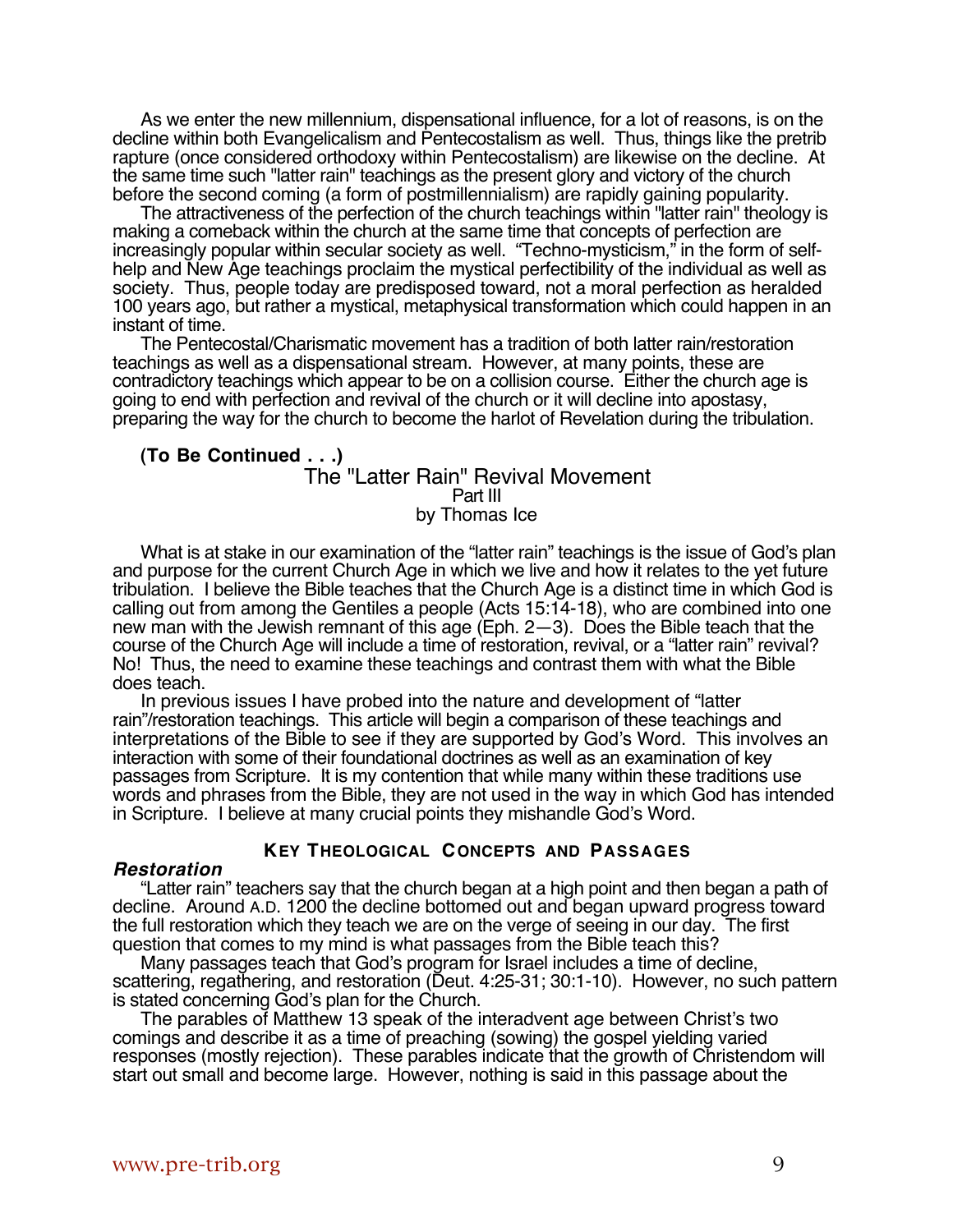As we enter the new millennium, dispensational influence, for a lot of reasons, is on the decline within both Evangelicalism and Pentecostalism as well. Thus, things like the pretrib rapture (once considered orthodoxy within Pentecostalism) are likewise on the decline. At the same time such "latter rain" teachings as the present glory and victory of the church before the second coming (a form of postmillennialism) are rapidly gaining popularity.

The attractiveness of the perfection of the church teachings within "latter rain" theology is making a comeback within the church at the same time that concepts of perfection are increasingly popular within secular society as well. "Techno-mysticism," in the form of self-help and New Age teachings proclaim the mystical perfectibility of the individual as well as society. Thus, people today are predisposed toward, not a moral perfection as heralded 100 years ago, but rather a mystical, metaphysical transformation which could happen in an instant of time.

The Pentecostal/Charismatic movement has a tradition of both latter rain/restoration teachings as well as a dispensational stream. However, at many points, these are contradictory teachings which appear to be on a collision course. Either the church age is going to end with perfection and revival of the church or it will decline into apostasy, preparing the way for the church to become the harlot of Revelation during the tribulation.

**(To Be Continued . . .)**

# The "Latter Rain" Revival Movement

Part III

by Thomas Ice

What is at stake in our examination of the "latter rain" teachings is the issue of God's plan and purpose for the current Church Age in which we live and how it relates to the yet future tribulation. I believe the Bible teaches that the Church Age is a distinct time in which God is calling out from among the Gentiles a people (Acts 15:14-18), who are combined into one new man with the Jewish remnant of this age (Eph. 2—3). Does the Bible teach that the course of the Church Age will include a time of restoration, revival, or a "latter rain" revival? No! Thus, the need to examine these teachings and contrast them with what the Bible does teach.

In previous issues I have probed into the nature and development of "latter rain"/restoration teachings. This article will begin a comparison of these teachings and interpretations of the Bible to see if they are supported by God's Word. This involves an interaction with some of their foundational doctrines as well as an examination of key passages from Scripture. It is my contention that while many within these traditions use words and phrases from the Bible, they are not used in the way in which God has intended in Scripture. I believe at many crucial points they mishandle God's Word.

## KEY THEOLOGICAL CONCEPTS AND PASSAGES

### *Restoration*

"Latter rain" teachers say that the church began at a high point and then began a path of decline. Around A.D. 1200 the decline bottomed out and began upward progress toward the full restoration which they teach we are on the verge of seeing in our day. The first question that comes to my mind is what passages from the Bible teach this?

Many passages teach that God's program for Israel includes a time of decline, scattering, regathering, and restoration (Deut. 4:25-31; 30:1-10). However, no such pattern is stated concerning God's plan for the Church.

The parables of Matthew 13 speak of the interadvent age between Christ's two comings and describe it as a time of preaching (sowing) the gospel yielding varied responses (mostly rejection). These parables indicate that the growth of Christendom will start out small and become large. However, nothing is said in this passage about the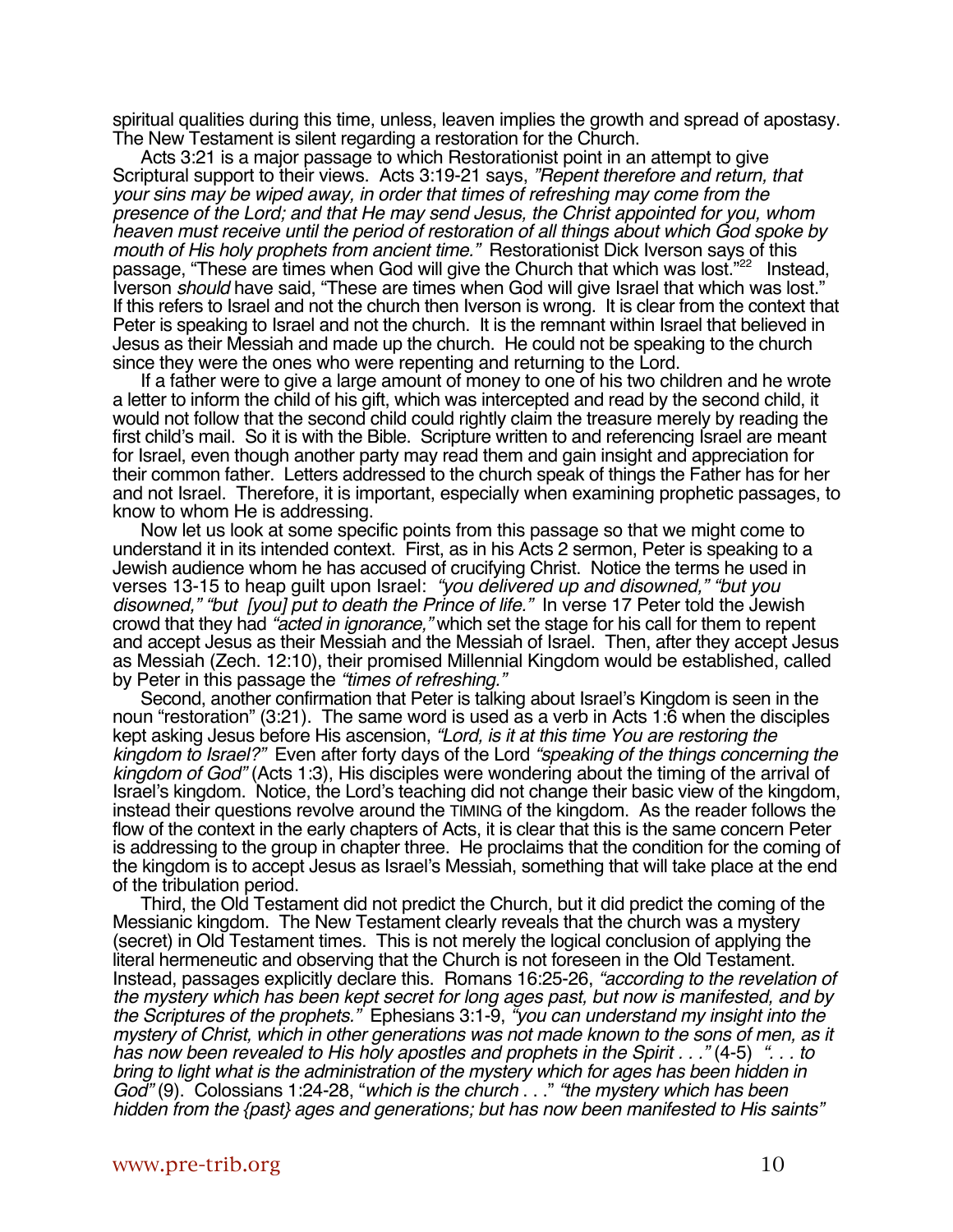spiritual qualities during this time, unless, leaven implies the growth and spread of apostasy. The New Testament is silent regarding a restoration for the Church.

Acts 3:21 is a major passage to which Restorationist point in an attempt to give Scriptural support to their views. Acts 3:19-21 says, *"Repent therefore and return, that your sins may be wiped away, in order that times of refreshing may come from the presence of the Lord; and that He may send Jesus, the Christ appointed for you, whom heaven must receive until the period of restoration of all things about which God spoke by mouth of His holy prophets from ancient time."* Restorationist Dick Iverson says of this passage, "These are times when God will give the Church that which was lost."[22] Instead, Iverson *should* have said, "These are times when God will give Israel that which was lost." If this refers to Israel and not the church then Iverson is wrong. It is clear from the context that Peter is speaking to Israel and not the church. It is the remnant within Israel that believed in Jesus as their Messiah and made up the church. He could not be speaking to the church since they were the ones who were repenting and returning to the Lord.

If a father were to give a large amount of money to one of his two children and he wrote a letter to inform the child of his gift, which was intercepted and read by the second child, it would not follow that the second child could rightly claim the treasure merely by reading the first child's mail. So it is with the Bible. Scripture written to and referencing Israel are meant for Israel, even though another party may read them and gain insight and appreciation for their common father. Letters addressed to the church speak of things the Father has for her and not Israel. Therefore, it is important, especially when examining prophetic passages, to know to whom He is addressing.

Now let us look at some specific points from this passage so that we might come to understand it in its intended context. First, as in his Acts 2 sermon, Peter is speaking to a Jewish audience whom he has accused of crucifying Christ. Notice the terms he used in verses 13-15 to heap guilt upon Israel: *"you delivered up and disowned," "but you disowned," "but [you] put to death the Prince of life."* In verse 17 Peter told the Jewish crowd that they had *"acted in ignorance,"* which set the stage for his call for them to repent and accept Jesus as their Messiah and the Messiah of Israel. Then, after they accept Jesus as Messiah (Zech. 12:10), their promised Millennial Kingdom would be established, called by Peter in this passage the *"times of refreshing."*

Second, another confirmation that Peter is talking about Israel's Kingdom is seen in the noun "restoration" (3:21). The same word is used as a verb in Acts 1:6 when the disciples kept asking Jesus before His ascension, *"Lord, is it at this time You are restoring the kingdom to Israel?"* Even after forty days of the Lord *"speaking of the things concerning the kingdom of God"* (Acts 1:3), His disciples were wondering about the timing of the arrival of Israel's kingdom. Notice, the Lord's teaching did not change their basic view of the kingdom, instead their questions revolve around the TIMING of the kingdom. As the reader follows the flow of the context in the early chapters of Acts, it is clear that this is the same concern Peter is addressing to the group in chapter three. He proclaims that the condition for the coming of the kingdom is to accept Jesus as Israel's Messiah, something that will take place at the end of the tribulation period.

Third, the Old Testament did not predict the Church, but it did predict the coming of the Messianic kingdom. The New Testament clearly reveals that the church was a mystery (secret) in Old Testament times. This is not merely the logical conclusion of applying the literal hermeneutic and observing that the Church is not foreseen in the Old Testament. Instead, passages explicitly declare this. Romans 16:25-26, *"according to the revelation of the mystery which has been kept secret for long ages past, but now is manifested, and by the Scriptures of the prophets."* Ephesians 3:1-9, *"you can understand my insight into the mystery of Christ, which in other generations was not made known to the sons of men, as it has now been revealed to His holy apostles and prophets in the Spirit . . ."* (4-5) *". . . to bring to light what is the administration of the mystery which for ages has been hidden in God"* (9). Colossians 1:24-28, "*which is the church* . . ." *"the mystery which has been hidden from the {past} ages and generations; but has now been manifested to His saints"*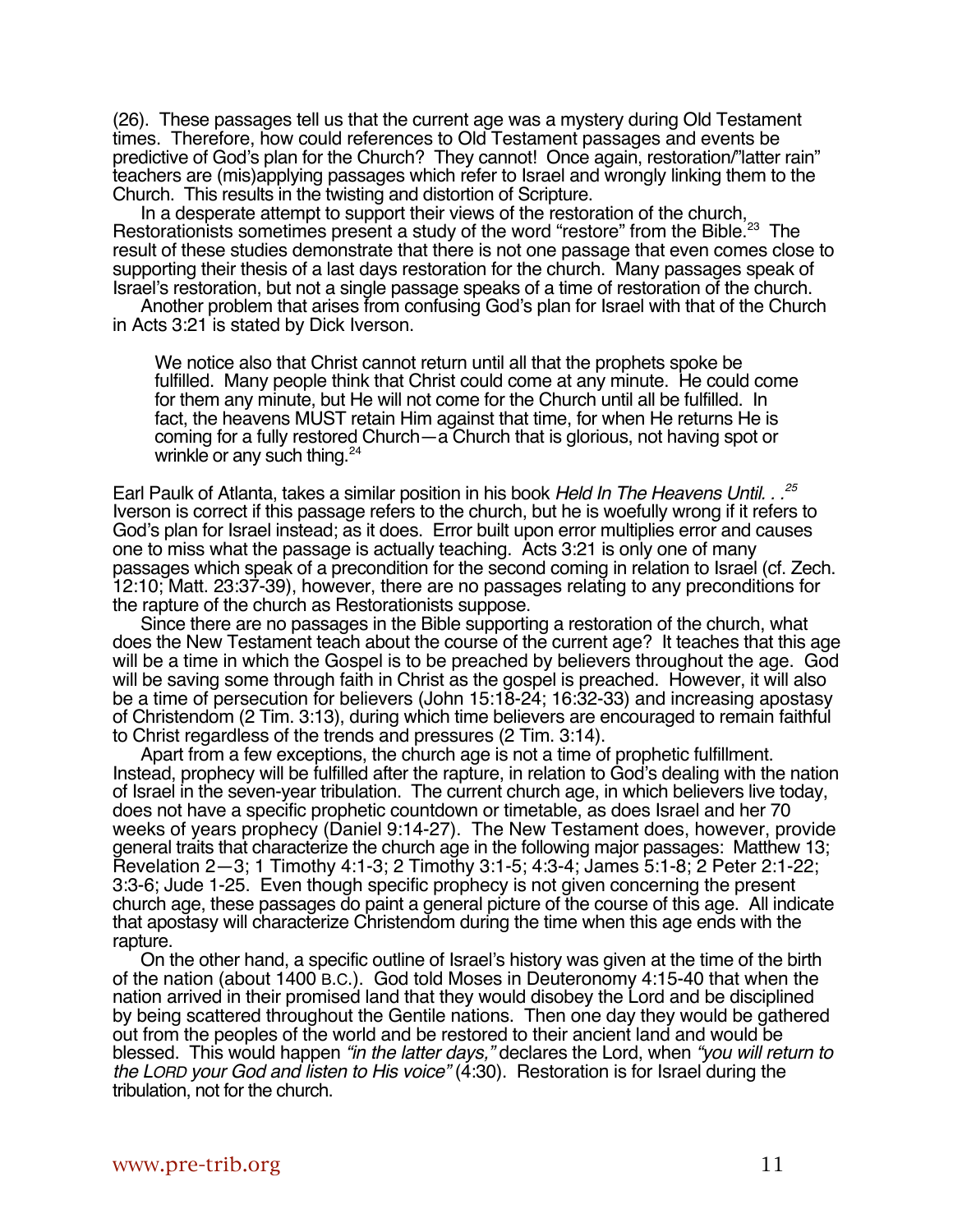(26). These passages tell us that the current age was a mystery during Old Testament times. Therefore, how could references to Old Testament passages and events be predictive of God's plan for the Church? They cannot! Once again, restoration/"latter rain" teachers are (mis)applying passages which refer to Israel and wrongly linking them to the Church. This results in the twisting and distortion of Scripture.

In a desperate attempt to support their views of the restoration of the church, Restorationists sometimes present a study of the word "restore" from the Bible.[23] The result of these studies demonstrate that there is not one passage that even comes close to supporting their thesis of a last days restoration for the church. Many passages speak of Israel's restoration, but not a single passage speaks of a time of restoration of the church.

Another problem that arises from confusing God's plan for Israel with that of the Church in Acts 3:21 is stated by Dick Iverson.

> We notice also that Christ cannot return until all that the prophets spoke be fulfilled. Many people think that Christ could come at any minute. He could come for them any minute, but He will not come for the Church until all be fulfilled. In fact, the heavens MUST retain Him against that time, for when He returns He is coming for a fully restored Church—a Church that is glorious, not having spot or wrinkle or any such thing.[24]

Earl Paulk of Atlanta, takes a similar position in his book *Held In The Heavens Until. . .*[25] Iverson is correct if this passage refers to the church, but he is woefully wrong if it refers to God's plan for Israel instead; as it does. Error built upon error multiplies error and causes one to miss what the passage is actually teaching. Acts 3:21 is only one of many passages which speak of a precondition for the second coming in relation to Israel (cf. Zech. 12:10; Matt. 23:37-39), however, there are no passages relating to any preconditions for the rapture of the church as Restorationists suppose.

Since there are no passages in the Bible supporting a restoration of the church, what does the New Testament teach about the course of the current age? It teaches that this age will be a time in which the Gospel is to be preached by believers throughout the age. God will be saving some through faith in Christ as the gospel is preached. However, it will also be a time of persecution for believers (John 15:18-24; 16:32-33) and increasing apostasy of Christendom (2 Tim. 3:13), during which time believers are encouraged to remain faithful to Christ regardless of the trends and pressures (2 Tim. 3:14).

Apart from a few exceptions, the church age is not a time of prophetic fulfillment. Instead, prophecy will be fulfilled after the rapture, in relation to God's dealing with the nation of Israel in the seven-year tribulation. The current church age, in which believers live today, does not have a specific prophetic countdown or timetable, as does Israel and her 70 weeks of years prophecy (Daniel 9:14-27). The New Testament does, however, provide general traits that characterize the church age in the following major passages: Matthew 13; Revelation 2—3; 1 Timothy 4:1-3; 2 Timothy 3:1-5; 4:3-4; James 5:1-8; 2 Peter 2:1-22; 3:3-6; Jude 1-25. Even though specific prophecy is not given concerning the present church age, these passages do paint a general picture of the course of this age. All indicate that apostasy will characterize Christendom during the time when this age ends with the rapture.

On the other hand, a specific outline of Israel's history was given at the time of the birth of the nation (about 1400 B.C.). God told Moses in Deuteronomy 4:15-40 that when the nation arrived in their promised land that they would disobey the Lord and be disciplined by being scattered throughout the Gentile nations. Then one day they would be gathered out from the peoples of the world and be restored to their ancient land and would be blessed. This would happen *"in the latter days,"* declares the Lord, when *"you will return to the LORD your God and listen to His voice"* (4:30). Restoration is for Israel during the tribulation, not for the church.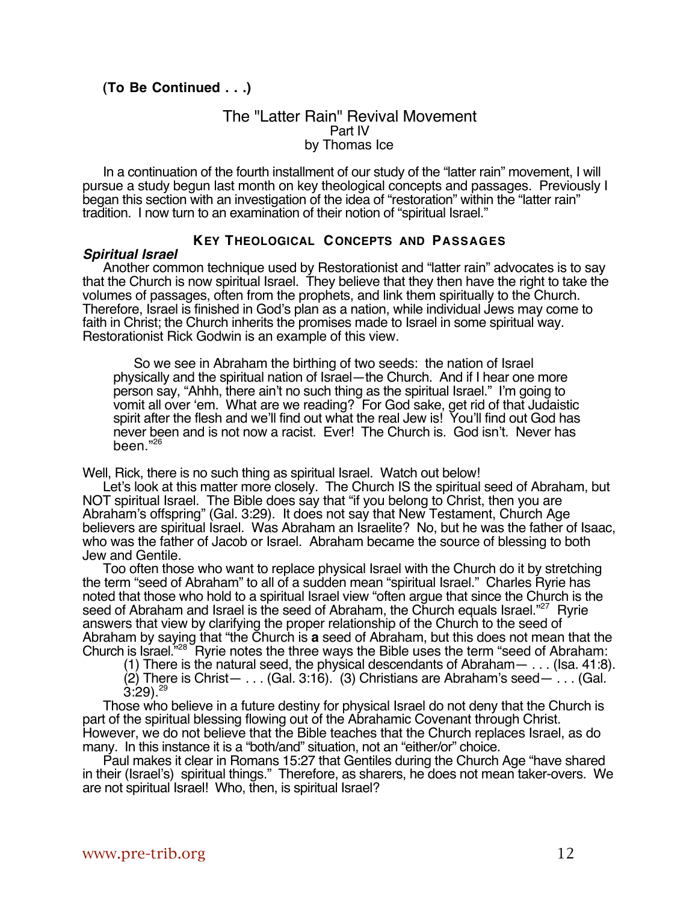**(To Be Continued . . .)**

# The "Latter Rain" Revival Movement

Part IV

by Thomas Ice

In a continuation of the fourth installment of our study of the "latter rain" movement, I will pursue a study begun last month on key theological concepts and passages. Previously I began this section with an investigation of the idea of "restoration" within the "latter rain" tradition. I now turn to an examination of their notion of "spiritual Israel."

## KEY THEOLOGICAL CONCEPTS AND PASSAGES

### *Spiritual Israel*

Another common technique used by Restorationist and "latter rain" advocates is to say that the Church is now spiritual Israel. They believe that they then have the right to take the volumes of passages, often from the prophets, and link them spiritually to the Church. Therefore, Israel is finished in God's plan as a nation, while individual Jews may come to faith in Christ; the Church inherits the promises made to Israel in some spiritual way. Restorationist Rick Godwin is an example of this view.

> So we see in Abraham the birthing of two seeds: the nation of Israel physically and the spiritual nation of Israel—the Church. And if I hear one more person say, "Ahhh, there ain't no such thing as the spiritual Israel." I'm going to vomit all over 'em. What are we reading? For God sake, get rid of that Judaistic spirit after the flesh and we'll find out what the real Jew is! You'll find out God has never been and is not now a racist. Ever! The Church is. God isn't. Never has been."[26]

Well, Rick, there is no such thing as spiritual Israel. Watch out below!

Let's look at this matter more closely. The Church IS the spiritual seed of Abraham, but NOT spiritual Israel. The Bible does say that "if you belong to Christ, then you are Abraham's offspring" (Gal. 3:29). It does not say that New Testament, Church Age believers are spiritual Israel. Was Abraham an Israelite? No, but he was the father of Isaac, who was the father of Jacob or Israel. Abraham became the source of blessing to both Jew and Gentile.

Too often those who want to replace physical Israel with the Church do it by stretching the term "seed of Abraham" to all of a sudden mean "spiritual Israel." Charles Ryrie has noted that those who hold to a spiritual Israel view "often argue that since the Church is the seed of Abraham and Israel is the seed of Abraham, the Church equals Israel."[27] Ryrie answers that view by clarifying the proper relationship of the Church to the seed of Abraham by saying that "the Church is **a** seed of Abraham, but this does not mean that the Church is Israel."[28] Ryrie notes the three ways the Bible uses the term "seed of Abraham:

> (1) There is the natural seed, the physical descendants of Abraham— . . . (Isa. 41:8). (2) There is Christ— . . . (Gal. 3:16). (3) Christians are Abraham's seed— . . . (Gal. 3:29).[29]

Those who believe in a future destiny for physical Israel do not deny that the Church is part of the spiritual blessing flowing out of the Abrahamic Covenant through Christ. However, we do not believe that the Bible teaches that the Church replaces Israel, as do many. In this instance it is a "both/and" situation, not an "either/or" choice.

Paul makes it clear in Romans 15:27 that Gentiles during the Church Age "have shared in their (Israel's) spiritual things." Therefore, as sharers, he does not mean taker-overs. We are not spiritual Israel! Who, then, is spiritual Israel?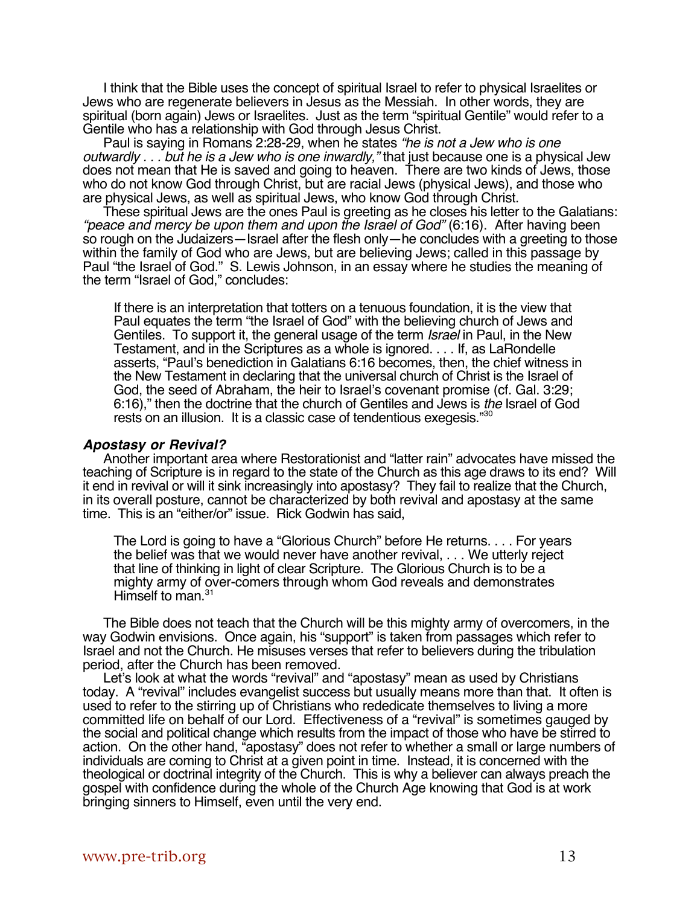I think that the Bible uses the concept of spiritual Israel to refer to physical Israelites or Jews who are regenerate believers in Jesus as the Messiah. In other words, they are spiritual (born again) Jews or Israelites. Just as the term "spiritual Gentile" would refer to a Gentile who has a relationship with God through Jesus Christ.

Paul is saying in Romans 2:28-29, when he states *"he is not a Jew who is one outwardly . . . but he is a Jew who is one inwardly,"* that just because one is a physical Jew does not mean that He is saved and going to heaven. There are two kinds of Jews, those who do not know God through Christ, but are racial Jews (physical Jews), and those who are physical Jews, as well as spiritual Jews, who know God through Christ.

These spiritual Jews are the ones Paul is greeting as he closes his letter to the Galatians: *"peace and mercy be upon them and upon the Israel of God"* (6:16). After having been so rough on the Judaizers—Israel after the flesh only—he concludes with a greeting to those within the family of God who are Jews, but are believing Jews; called in this passage by Paul "the Israel of God." S. Lewis Johnson, in an essay where he studies the meaning of the term "Israel of God," concludes:

> If there is an interpretation that totters on a tenuous foundation, it is the view that Paul equates the term "the Israel of God" with the believing church of Jews and Gentiles. To support it, the general usage of the term *Israel* in Paul, in the New Testament, and in the Scriptures as a whole is ignored. . . . If, as LaRondelle asserts, "Paul's benediction in Galatians 6:16 becomes, then, the chief witness in the New Testament in declaring that the universal church of Christ is the Israel of God, the seed of Abraham, the heir to Israel's covenant promise (cf. Gal. 3:29; 6:16)," then the doctrine that the church of Gentiles and Jews is *the* Israel of God rests on an illusion. It is a classic case of tendentious exegesis."[30]

### *Apostasy or Revival?*

Another important area where Restorationist and "latter rain" advocates have missed the teaching of Scripture is in regard to the state of the Church as this age draws to its end? Will it end in revival or will it sink increasingly into apostasy? They fail to realize that the Church, in its overall posture, cannot be characterized by both revival and apostasy at the same time. This is an "either/or" issue. Rick Godwin has said,

> The Lord is going to have a "Glorious Church" before He returns. . . . For years the belief was that we would never have another revival, . . . We utterly reject that line of thinking in light of clear Scripture. The Glorious Church is to be a mighty army of over-comers through whom God reveals and demonstrates Himself to man.[31]

The Bible does not teach that the Church will be this mighty army of overcomers, in the way Godwin envisions. Once again, his "support" is taken from passages which refer to Israel and not the Church. He misuses verses that refer to believers during the tribulation period, after the Church has been removed.

Let's look at what the words "revival" and "apostasy" mean as used by Christians today. A "revival" includes evangelist success but usually means more than that. It often is used to refer to the stirring up of Christians who rededicate themselves to living a more committed life on behalf of our Lord. Effectiveness of a "revival" is sometimes gauged by the social and political change which results from the impact of those who have be stirred to action. On the other hand, "apostasy" does not refer to whether a small or large numbers of individuals are coming to Christ at a given point in time. Instead, it is concerned with the theological or doctrinal integrity of the Church. This is why a believer can always preach the gospel with confidence during the whole of the Church Age knowing that God is at work bringing sinners to Himself, even until the very end.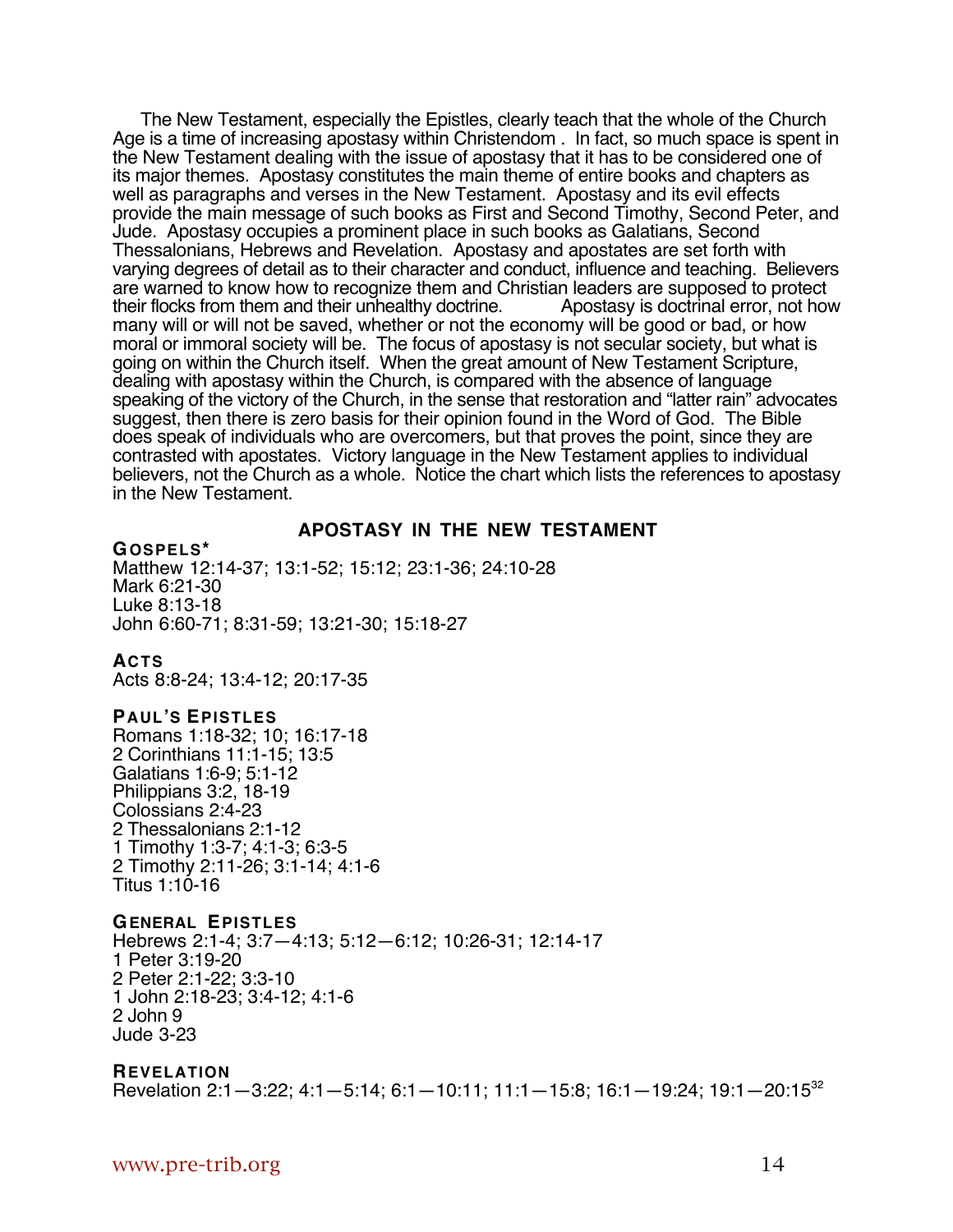The New Testament, especially the Epistles, clearly teach that the whole of the Church Age is a time of increasing apostasy within Christendom . In fact, so much space is spent in the New Testament dealing with the issue of apostasy that it has to be considered one of its major themes. Apostasy constitutes the main theme of entire books and chapters as well as paragraphs and verses in the New Testament. Apostasy and its evil effects provide the main message of such books as First and Second Timothy, Second Peter, and Jude. Apostasy occupies a prominent place in such books as Galatians, Second Thessalonians, Hebrews and Revelation. Apostasy and apostates are set forth with varying degrees of detail as to their character and conduct, influence and teaching. Believers are warned to know how to recognize them and Christian leaders are supposed to protect their flocks from them and their unhealthy doctrine. Apostasy is doctrinal error, not how many will or will not be saved, whether or not the economy will be good or bad, or how moral or immoral society will be. The focus of apostasy is not secular society, but what is going on within the Church itself. When the great amount of New Testament Scripture, dealing with apostasy within the Church, is compared with the absence of language speaking of the victory of the Church, in the sense that restoration and "latter rain" advocates suggest, then there is zero basis for their opinion found in the Word of God. The Bible does speak of individuals who are overcomers, but that proves the point, since they are contrasted with apostates. Victory language in the New Testament applies to individual believers, not the Church as a whole. Notice the chart which lists the references to apostasy in the New Testament.

## APOSTASY IN THE NEW TESTAMENT

**GOSPELS***

Matthew 12:14-37; 13:1-52; 15:12; 23:1-36; 24:10-28
Mark 6:21-30
Luke 8:13-18
John 6:60-71; 8:31-59; 13:21-30; 15:18-27

**ACTS**

Acts 8:8-24; 13:4-12; 20:17-35

**PAUL'S EPISTLES**

Romans 1:18-32; 10; 16:17-18
2 Corinthians 11:1-15; 13:5
Galatians 1:6-9; 5:1-12
Philippians 3:2, 18-19
Colossians 2:4-23
2 Thessalonians 2:1-12
1 Timothy 1:3-7; 4:1-3; 6:3-5
2 Timothy 2:11-26; 3:1-14; 4:1-6
Titus 1:10-16

**GENERAL EPISTLES**

Hebrews 2:1-4; 3:7—4:13; 5:12—6:12; 10:26-31; 12:14-17
1 Peter 3:19-20
2 Peter 2:1-22; 3:3-10
1 John 2:18-23; 3:4-12; 4:1-6
2 John 9
Jude 3-23

**REVELATION**

Revelation 2:1—3:22; 4:1—5:14; 6:1—10:11; 11:1—15:8; 16:1—19:24; 19:1—20:15[32]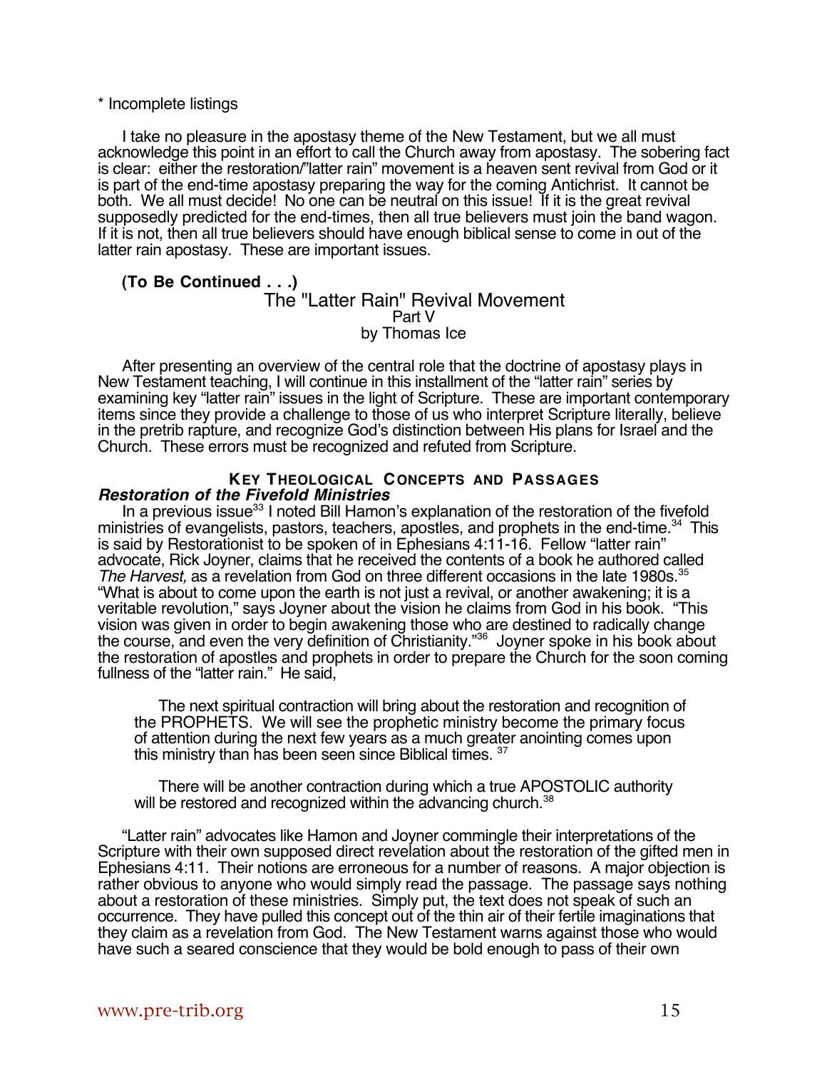* Incomplete listings

I take no pleasure in the apostasy theme of the New Testament, but we all must acknowledge this point in an effort to call the Church away from apostasy. The sobering fact is clear: either the restoration/"latter rain" movement is a heaven sent revival from God or it is part of the end-time apostasy preparing the way for the coming Antichrist. It cannot be both. We all must decide! No one can be neutral on this issue! If it is the great revival supposedly predicted for the end-times, then all true believers must join the band wagon. If it is not, then all true believers should have enough biblical sense to come in out of the latter rain apostasy. These are important issues.

**(To Be Continued . . .)**

# The "Latter Rain" Revival Movement

Part V

by Thomas Ice

After presenting an overview of the central role that the doctrine of apostasy plays in New Testament teaching, I will continue in this installment of the "latter rain" series by examining key "latter rain" issues in the light of Scripture. These are important contemporary items since they provide a challenge to those of us who interpret Scripture literally, believe in the pretrib rapture, and recognize God's distinction between His plans for Israel and the Church. These errors must be recognized and refuted from Scripture.

## KEY THEOLOGICAL CONCEPTS AND PASSAGES

### *Restoration of the Fivefold Ministries*

In a previous issue[33] I noted Bill Hamon's explanation of the restoration of the fivefold ministries of evangelists, pastors, teachers, apostles, and prophets in the end-time.[34] This is said by Restorationist to be spoken of in Ephesians 4:11-16. Fellow "latter rain" advocate, Rick Joyner, claims that he received the contents of a book he authored called *The Harvest,* as a revelation from God on three different occasions in the late 1980s.[35] "What is about to come upon the earth is not just a revival, or another awakening; it is a veritable revolution," says Joyner about the vision he claims from God in his book. "This vision was given in order to begin awakening those who are destined to radically change the course, and even the very definition of Christianity."[36] Joyner spoke in his book about the restoration of apostles and prophets in order to prepare the Church for the soon coming fullness of the "latter rain." He said,

> The next spiritual contraction will bring about the restoration and recognition of the PROPHETS. We will see the prophetic ministry become the primary focus of attention during the next few years as a much greater anointing comes upon this ministry than has been seen since Biblical times.[37]
>
> There will be another contraction during which a true APOSTOLIC authority will be restored and recognized within the advancing church.[38]

"Latter rain" advocates like Hamon and Joyner commingle their interpretations of the Scripture with their own supposed direct revelation about the restoration of the gifted men in Ephesians 4:11. Their notions are erroneous for a number of reasons. A major objection is rather obvious to anyone who would simply read the passage. The passage says nothing about a restoration of these ministries. Simply put, the text does not speak of such an occurrence. They have pulled this concept out of the thin air of their fertile imaginations that they claim as a revelation from God. The New Testament warns against those who would have such a seared conscience that they would be bold enough to pass of their own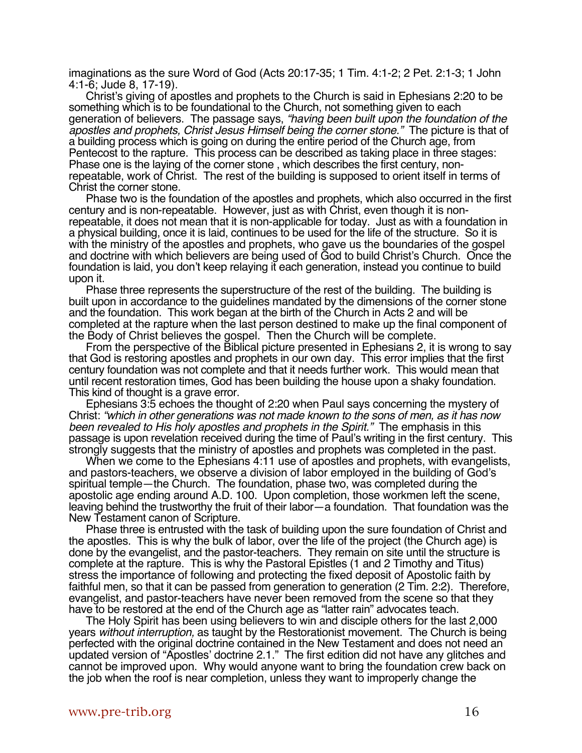imaginations as the sure Word of God (Acts 20:17-35; 1 Tim. 4:1-2; 2 Pet. 2:1-3; 1 John 4:1-6; Jude 8, 17-19).

Christ's giving of apostles and prophets to the Church is said in Ephesians 2:20 to be something which is to be foundational to the Church, not something given to each generation of believers. The passage says, *"having been built upon the foundation of the apostles and prophets, Christ Jesus Himself being the corner stone."* The picture is that of a building process which is going on during the entire period of the Church age, from Pentecost to the rapture. This process can be described as taking place in three stages: Phase one is the laying of the corner stone , which describes the first century, non-repeatable, work of Christ. The rest of the building is supposed to orient itself in terms of Christ the corner stone.

Phase two is the foundation of the apostles and prophets, which also occurred in the first century and is non-repeatable. However, just as with Christ, even though it is non-repeatable, it does not mean that it is non-applicable for today. Just as with a foundation in a physical building, once it is laid, continues to be used for the life of the structure. So it is with the ministry of the apostles and prophets, who gave us the boundaries of the gospel and doctrine with which believers are being used of God to build Christ's Church. Once the foundation is laid, you don't keep relaying it each generation, instead you continue to build upon it.

Phase three represents the superstructure of the rest of the building. The building is built upon in accordance to the guidelines mandated by the dimensions of the corner stone and the foundation. This work began at the birth of the Church in Acts 2 and will be completed at the rapture when the last person destined to make up the final component of the Body of Christ believes the gospel. Then the Church will be complete.

From the perspective of the Biblical picture presented in Ephesians 2, it is wrong to say that God is restoring apostles and prophets in our own day. This error implies that the first century foundation was not complete and that it needs further work. This would mean that until recent restoration times, God has been building the house upon a shaky foundation. This kind of thought is a grave error.

Ephesians 3:5 echoes the thought of 2:20 when Paul says concerning the mystery of Christ: *"which in other generations was not made known to the sons of men, as it has now been revealed to His holy apostles and prophets in the Spirit."* The emphasis in this passage is upon revelation received during the time of Paul's writing in the first century. This strongly suggests that the ministry of apostles and prophets was completed in the past.

When we come to the Ephesians 4:11 use of apostles and prophets, with evangelists, and pastors-teachers, we observe a division of labor employed in the building of God's spiritual temple—the Church. The foundation, phase two, was completed during the apostolic age ending around A.D. 100. Upon completion, those workmen left the scene, leaving behind the trustworthy the fruit of their labor—a foundation. That foundation was the New Testament canon of Scripture.

Phase three is entrusted with the task of building upon the sure foundation of Christ and the apostles. This is why the bulk of labor, over the life of the project (the Church age) is done by the evangelist, and the pastor-teachers. They remain on site until the structure is complete at the rapture. This is why the Pastoral Epistles (1 and 2 Timothy and Titus) stress the importance of following and protecting the fixed deposit of Apostolic faith by faithful men, so that it can be passed from generation to generation (2 Tim. 2:2). Therefore, evangelist, and pastor-teachers have never been removed from the scene so that they have to be restored at the end of the Church age as "latter rain" advocates teach.

The Holy Spirit has been using believers to win and disciple others for the last 2,000 years *without interruption,* as taught by the Restorationist movement. The Church is being perfected with the original doctrine contained in the New Testament and does not need an updated version of "Apostles' doctrine 2.1." The first edition did not have any glitches and cannot be improved upon. Why would anyone want to bring the foundation crew back on the job when the roof is near completion, unless they want to improperly change the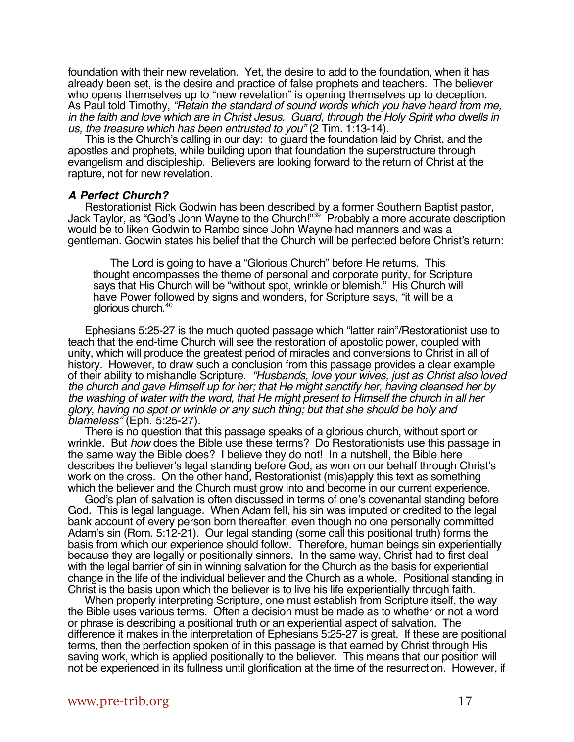foundation with their new revelation. Yet, the desire to add to the foundation, when it has already been set, is the desire and practice of false prophets and teachers. The believer who opens themselves up to "new revelation" is opening themselves up to deception. As Paul told Timothy, *"Retain the standard of sound words which you have heard from me, in the faith and love which are in Christ Jesus. Guard, through the Holy Spirit who dwells in us, the treasure which has been entrusted to you"* (2 Tim. 1:13-14).

This is the Church's calling in our day: to guard the foundation laid by Christ, and the apostles and prophets, while building upon that foundation the superstructure through evangelism and discipleship. Believers are looking forward to the return of Christ at the rapture, not for new revelation.

### *A Perfect Church?*

Restorationist Rick Godwin has been described by a former Southern Baptist pastor, Jack Taylor, as "God's John Wayne to the Church!"[39] Probably a more accurate description would be to liken Godwin to Rambo since John Wayne had manners and was a gentleman. Godwin states his belief that the Church will be perfected before Christ's return:

> The Lord is going to have a "Glorious Church" before He returns. This thought encompasses the theme of personal and corporate purity, for Scripture says that His Church will be "without spot, wrinkle or blemish." His Church will have Power followed by signs and wonders, for Scripture says, "it will be a glorious church.[40]

Ephesians 5:25-27 is the much quoted passage which "latter rain"/Restorationist use to teach that the end-time Church will see the restoration of apostolic power, coupled with unity, which will produce the greatest period of miracles and conversions to Christ in all of history. However, to draw such a conclusion from this passage provides a clear example of their ability to mishandle Scripture. *"Husbands, love your wives, just as Christ also loved the church and gave Himself up for her; that He might sanctify her, having cleansed her by the washing of water with the word, that He might present to Himself the church in all her glory, having no spot or wrinkle or any such thing; but that she should be holy and blameless"* (Eph. 5:25-27).

There is no question that this passage speaks of a glorious church, without sport or wrinkle. But *how* does the Bible use these terms? Do Restorationists use this passage in the same way the Bible does? I believe they do not! In a nutshell, the Bible here describes the believer's legal standing before God, as won on our behalf through Christ's work on the cross. On the other hand, Restorationist (mis)apply this text as something which the believer and the Church must grow into and become in our current experience.

God's plan of salvation is often discussed in terms of one's covenantal standing before God. This is legal language. When Adam fell, his sin was imputed or credited to the legal bank account of every person born thereafter, even though no one personally committed Adam's sin (Rom. 5:12-21). Our legal standing (some call this positional truth) forms the basis from which our experience should follow. Therefore, human beings sin experientially because they are legally or positionally sinners. In the same way, Christ had to first deal with the legal barrier of sin in winning salvation for the Church as the basis for experiential change in the life of the individual believer and the Church as a whole. Positional standing in Christ is the basis upon which the believer is to live his life experientially through faith.

When properly interpreting Scripture, one must establish from Scripture itself, the way the Bible uses various terms. Often a decision must be made as to whether or not a word or phrase is describing a positional truth or an experiential aspect of salvation. The difference it makes in the interpretation of Ephesians 5:25-27 is great. If these are positional terms, then the perfection spoken of in this passage is that earned by Christ through His saving work, which is applied positionally to the believer. This means that our position will not be experienced in its fullness until glorification at the time of the resurrection. However, if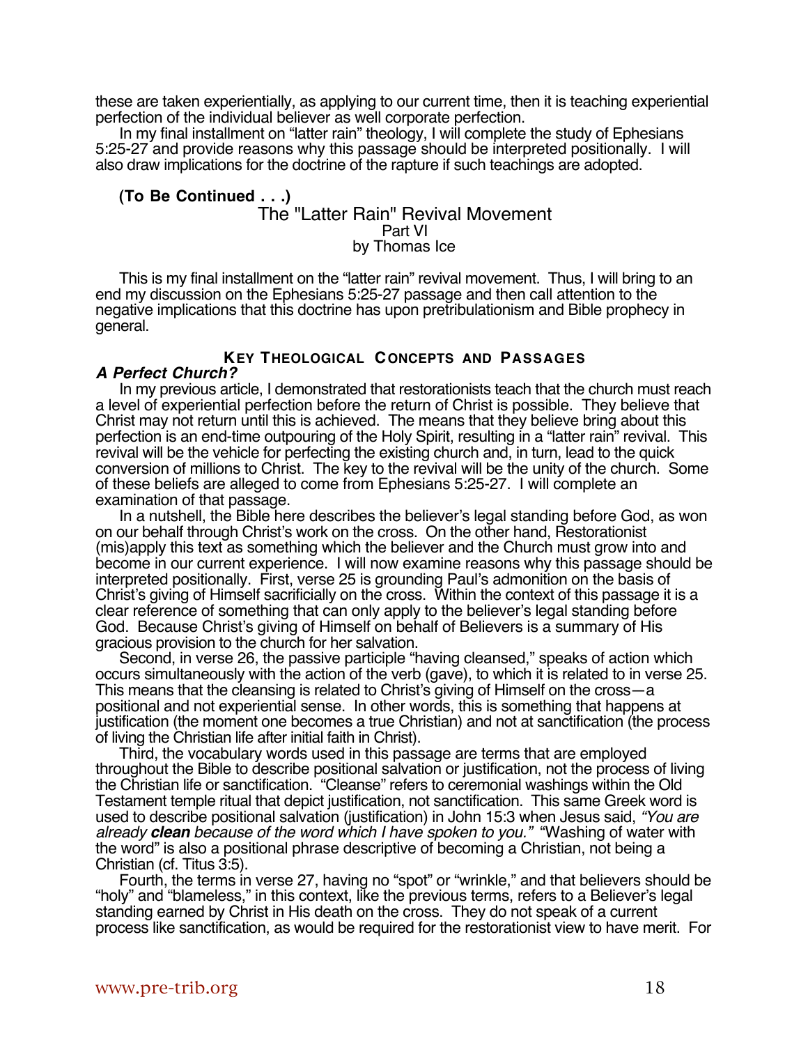these are taken experientially, as applying to our current time, then it is teaching experiential perfection of the individual believer as well corporate perfection.

In my final installment on "latter rain" theology, I will complete the study of Ephesians 5:25-27 and provide reasons why this passage should be interpreted positionally. I will also draw implications for the doctrine of the rapture if such teachings are adopted.

**(To Be Continued . . .)**

# The "Latter Rain" Revival Movement

Part VI

by Thomas Ice

This is my final installment on the "latter rain" revival movement. Thus, I will bring to an end my discussion on the Ephesians 5:25-27 passage and then call attention to the negative implications that this doctrine has upon pretribulationism and Bible prophecy in general.

## KEY THEOLOGICAL CONCEPTS AND PASSAGES

### *A Perfect Church?*

In my previous article, I demonstrated that restorationists teach that the church must reach a level of experiential perfection before the return of Christ is possible. They believe that Christ may not return until this is achieved. The means that they believe bring about this perfection is an end-time outpouring of the Holy Spirit, resulting in a "latter rain" revival. This revival will be the vehicle for perfecting the existing church and, in turn, lead to the quick conversion of millions to Christ. The key to the revival will be the unity of the church. Some of these beliefs are alleged to come from Ephesians 5:25-27. I will complete an examination of that passage.

In a nutshell, the Bible here describes the believer's legal standing before God, as won on our behalf through Christ's work on the cross. On the other hand, Restorationist (mis)apply this text as something which the believer and the Church must grow into and become in our current experience. I will now examine reasons why this passage should be interpreted positionally. First, verse 25 is grounding Paul's admonition on the basis of Christ's giving of Himself sacrificially on the cross. Within the context of this passage it is a clear reference of something that can only apply to the believer's legal standing before God. Because Christ's giving of Himself on behalf of Believers is a summary of His gracious provision to the church for her salvation.

Second, in verse 26, the passive participle "having cleansed," speaks of action which occurs simultaneously with the action of the verb (gave), to which it is related to in verse 25. This means that the cleansing is related to Christ's giving of Himself on the cross—a positional and not experiential sense. In other words, this is something that happens at justification (the moment one becomes a true Christian) and not at sanctification (the process of living the Christian life after initial faith in Christ).

Third, the vocabulary words used in this passage are terms that are employed throughout the Bible to describe positional salvation or justification, not the process of living the Christian life or sanctification. "Cleanse" refers to ceremonial washings within the Old Testament temple ritual that depict justification, not sanctification. This same Greek word is used to describe positional salvation (justification) in John 15:3 when Jesus said, *"You are already **clean** because of the word which I have spoken to you."* "Washing of water with the word" is also a positional phrase descriptive of becoming a Christian, not being a Christian (cf. Titus 3:5).

Fourth, the terms in verse 27, having no "spot" or "wrinkle," and that believers should be "holy" and "blameless," in this context, like the previous terms, refers to a Believer's legal standing earned by Christ in His death on the cross. They do not speak of a current process like sanctification, as would be required for the restorationist view to have merit. For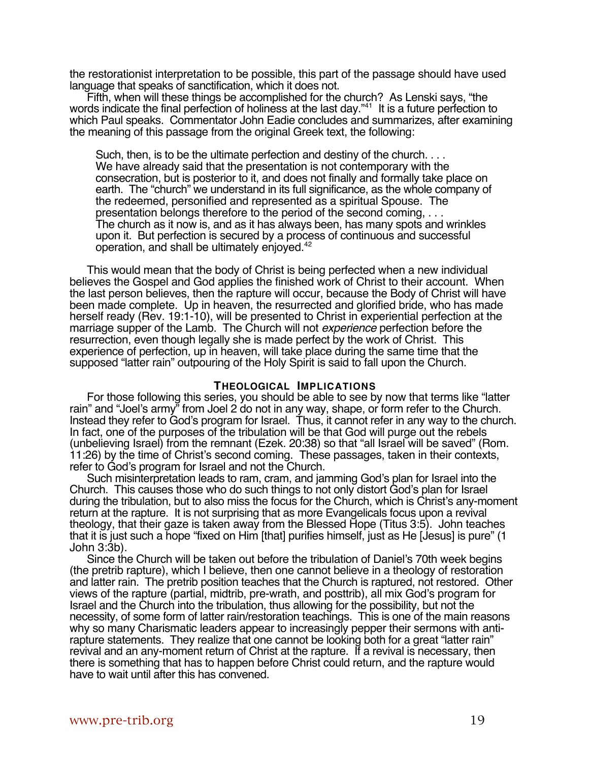the restorationist interpretation to be possible, this part of the passage should have used language that speaks of sanctification, which it does not.

Fifth, when will these things be accomplished for the church? As Lenski says, "the words indicate the final perfection of holiness at the last day."[41] It is a future perfection to which Paul speaks. Commentator John Eadie concludes and summarizes, after examining the meaning of this passage from the original Greek text, the following:

> Such, then, is to be the ultimate perfection and destiny of the church. . . . We have already said that the presentation is not contemporary with the consecration, but is posterior to it, and does not finally and formally take place on earth. The "church" we understand in its full significance, as the whole company of the redeemed, personified and represented as a spiritual Spouse. The presentation belongs therefore to the period of the second coming, . . . The church as it now is, and as it has always been, has many spots and wrinkles upon it. But perfection is secured by a process of continuous and successful operation, and shall be ultimately enjoyed.[42]

This would mean that the body of Christ is being perfected when a new individual believes the Gospel and God applies the finished work of Christ to their account. When the last person believes, then the rapture will occur, because the Body of Christ will have been made complete. Up in heaven, the resurrected and glorified bride, who has made herself ready (Rev. 19:1-10), will be presented to Christ in experiential perfection at the marriage supper of the Lamb. The Church will not *experience* perfection before the resurrection, even though legally she is made perfect by the work of Christ. This experience of perfection, up in heaven, will take place during the same time that the supposed "latter rain" outpouring of the Holy Spirit is said to fall upon the Church.

## THEOLOGICAL IMPLICATIONS

For those following this series, you should be able to see by now that terms like "latter rain" and "Joel's army" from Joel 2 do not in any way, shape, or form refer to the Church. Instead they refer to God's program for Israel. Thus, it cannot refer in any way to the church. In fact, one of the purposes of the tribulation will be that God will purge out the rebels (unbelieving Israel) from the remnant (Ezek. 20:38) so that "all Israel will be saved" (Rom. 11:26) by the time of Christ's second coming. These passages, taken in their contexts, refer to God's program for Israel and not the Church.

Such misinterpretation leads to ram, cram, and jamming God's plan for Israel into the Church. This causes those who do such things to not only distort God's plan for Israel during the tribulation, but to also miss the focus for the Church, which is Christ's any-moment return at the rapture. It is not surprising that as more Evangelicals focus upon a revival theology, that their gaze is taken away from the Blessed Hope (Titus 3:5). John teaches that it is just such a hope "fixed on Him [that] purifies himself, just as He [Jesus] is pure" (1 John 3:3b).

Since the Church will be taken out before the tribulation of Daniel's 70th week begins (the pretrib rapture), which I believe, then one cannot believe in a theology of restoration and latter rain. The pretrib position teaches that the Church is raptured, not restored. Other views of the rapture (partial, midtrib, pre-wrath, and posttrib), all mix God's program for Israel and the Church into the tribulation, thus allowing for the possibility, but not the necessity, of some form of latter rain/restoration teachings. This is one of the main reasons why so many Charismatic leaders appear to increasingly pepper their sermons with anti-rapture statements. They realize that one cannot be looking both for a great "latter rain" revival and an any-moment return of Christ at the rapture. If a revival is necessary, then there is something that has to happen before Christ could return, and the rapture would have to wait until after this has convened.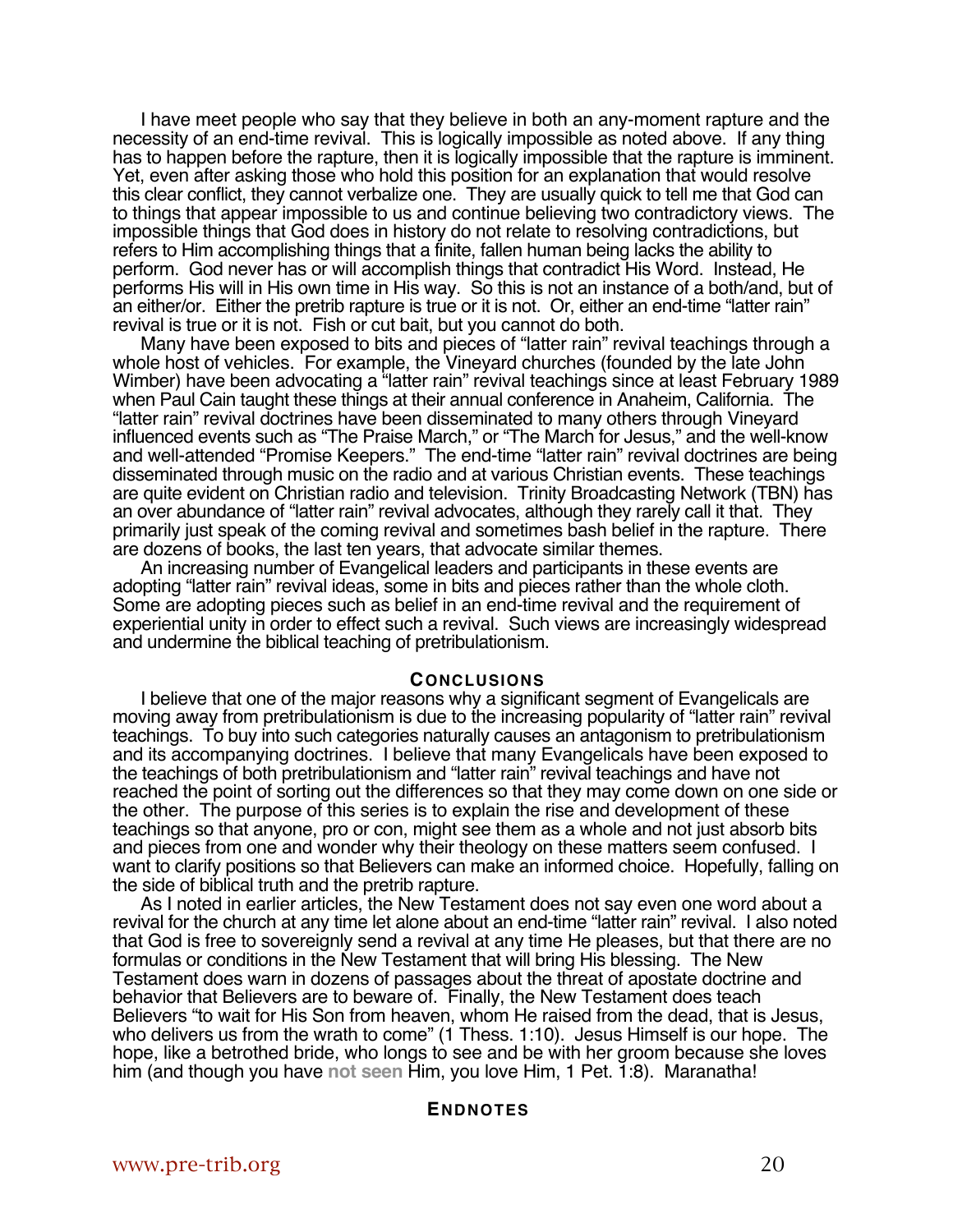I have meet people who say that they believe in both an any-moment rapture and the necessity of an end-time revival. This is logically impossible as noted above. If any thing has to happen before the rapture, then it is logically impossible that the rapture is imminent. Yet, even after asking those who hold this position for an explanation that would resolve this clear conflict, they cannot verbalize one. They are usually quick to tell me that God can to things that appear impossible to us and continue believing two contradictory views. The impossible things that God does in history do not relate to resolving contradictions, but refers to Him accomplishing things that a finite, fallen human being lacks the ability to perform. God never has or will accomplish things that contradict His Word. Instead, He performs His will in His own time in His way. So this is not an instance of a both/and, but of an either/or. Either the pretrib rapture is true or it is not. Or, either an end-time "latter rain" revival is true or it is not. Fish or cut bait, but you cannot do both.

Many have been exposed to bits and pieces of "latter rain" revival teachings through a whole host of vehicles. For example, the Vineyard churches (founded by the late John Wimber) have been advocating a "latter rain" revival teachings since at least February 1989 when Paul Cain taught these things at their annual conference in Anaheim, California. The "latter rain" revival doctrines have been disseminated to many others through Vineyard influenced events such as "The Praise March," or "The March for Jesus," and the well-know and well-attended "Promise Keepers." The end-time "latter rain" revival doctrines are being disseminated through music on the radio and at various Christian events. These teachings are quite evident on Christian radio and television. Trinity Broadcasting Network (TBN) has an over abundance of "latter rain" revival advocates, although they rarely call it that. They primarily just speak of the coming revival and sometimes bash belief in the rapture. There are dozens of books, the last ten years, that advocate similar themes.

An increasing number of Evangelical leaders and participants in these events are adopting "latter rain" revival ideas, some in bits and pieces rather than the whole cloth. Some are adopting pieces such as belief in an end-time revival and the requirement of experiential unity in order to effect such a revival. Such views are increasingly widespread and undermine the biblical teaching of pretribulationism.

## Conclusions

I believe that one of the major reasons why a significant segment of Evangelicals are moving away from pretribulationism is due to the increasing popularity of "latter rain" revival teachings. To buy into such categories naturally causes an antagonism to pretribulationism and its accompanying doctrines. I believe that many Evangelicals have been exposed to the teachings of both pretribulationism and "latter rain" revival teachings and have not reached the point of sorting out the differences so that they may come down on one side or the other. The purpose of this series is to explain the rise and development of these teachings so that anyone, pro or con, might see them as a whole and not just absorb bits and pieces from one and wonder why their theology on these matters seem confused. I want to clarify positions so that Believers can make an informed choice. Hopefully, falling on the side of biblical truth and the pretrib rapture.

As I noted in earlier articles, the New Testament does not say even one word about a revival for the church at any time let alone about an end-time "latter rain" revival. I also noted that God is free to sovereignly send a revival at any time He pleases, but that there are no formulas or conditions in the New Testament that will bring His blessing. The New Testament does warn in dozens of passages about the threat of apostate doctrine and behavior that Believers are to beware of. Finally, the New Testament does teach Believers "to wait for His Son from heaven, whom He raised from the dead, that is Jesus, who delivers us from the wrath to come" (1 Thess. 1:10). Jesus Himself is our hope. The hope, like a betrothed bride, who longs to see and be with her groom because she loves him (and though you have **not seen** Him, you love Him, 1 Pet. 1:8). Maranatha!

## Endnotes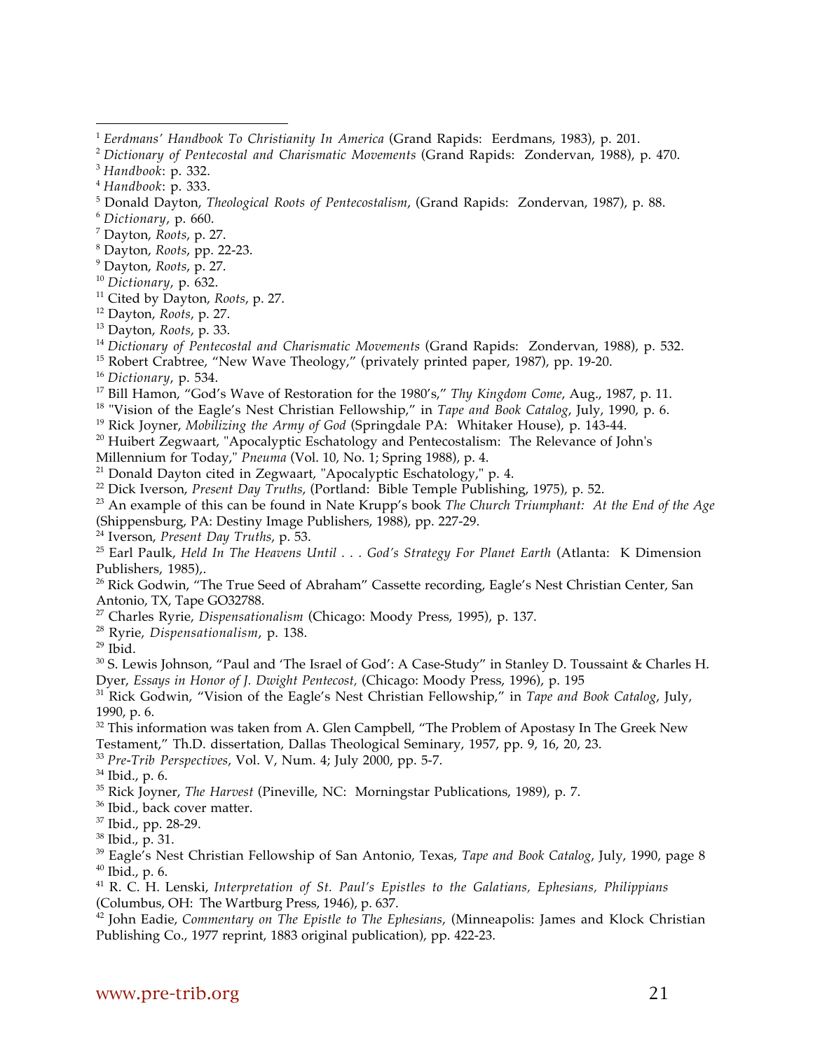[1] *Eerdmans' Handbook To Christianity In America* (Grand Rapids: Eerdmans, 1983), p. 201.

[2] *Dictionary of Pentecostal and Charismatic Movements* (Grand Rapids: Zondervan, 1988), p. 470.

[3] *Handbook*: p. 332.

[4] *Handbook*: p. 333.

[5] Donald Dayton, *Theological Roots of Pentecostalism*, (Grand Rapids: Zondervan, 1987), p. 88.

[6] *Dictionary*, p. 660.

[7] Dayton, *Roots*, p. 27.

[8] Dayton, *Roots*, pp. 22-23.

[9] Dayton, *Roots*, p. 27.

[10] *Dictionary*, p. 632.

[11] Cited by Dayton, *Roots*, p. 27.

[12] Dayton, *Roots*, p. 27.

[13] Dayton, *Roots*, p. 33.

[14] *Dictionary of Pentecostal and Charismatic Movements* (Grand Rapids: Zondervan, 1988), p. 532.

[15] Robert Crabtree, "New Wave Theology," (privately printed paper, 1987), pp. 19-20.

[16] *Dictionary*, p. 534.

[17] Bill Hamon, "God's Wave of Restoration for the 1980's," *Thy Kingdom Come*, Aug., 1987, p. 11.

[18] "Vision of the Eagle's Nest Christian Fellowship," in *Tape and Book Catalog*, July, 1990, p. 6.

[19] Rick Joyner, *Mobilizing the Army of God* (Springdale PA: Whitaker House), p. 143-44.

[20] Huibert Zegwaart, "Apocalyptic Eschatology and Pentecostalism: The Relevance of John's Millennium for Today," *Pneuma* (Vol. 10, No. 1; Spring 1988), p. 4.

[21] Donald Dayton cited in Zegwaart, "Apocalyptic Eschatology," p. 4.

[22] Dick Iverson, *Present Day Truths*, (Portland: Bible Temple Publishing, 1975), p. 52.

[23] An example of this can be found in Nate Krupp's book *The Church Triumphant: At the End of the Age* (Shippensburg, PA: Destiny Image Publishers, 1988), pp. 227-29.

[24] Iverson, *Present Day Truths*, p. 53.

[25] Earl Paulk, *Held In The Heavens Until . . . God's Strategy For Planet Earth* (Atlanta: K Dimension Publishers, 1985),.

[26] Rick Godwin, "The True Seed of Abraham" Cassette recording, Eagle's Nest Christian Center, San Antonio, TX, Tape GO32788.

[27] Charles Ryrie, *Dispensationalism* (Chicago: Moody Press, 1995), p. 137.

[28] Ryrie, *Dispensationalism*, p. 138.

[29] Ibid.

[30] S. Lewis Johnson, "Paul and 'The Israel of God': A Case-Study" in Stanley D. Toussaint & Charles H. Dyer, *Essays in Honor of J. Dwight Pentecost*, (Chicago: Moody Press, 1996), p. 195

[31] Rick Godwin, "Vision of the Eagle's Nest Christian Fellowship," in *Tape and Book Catalog*, July, 1990, p. 6.

[32] This information was taken from A. Glen Campbell, "The Problem of Apostasy In The Greek New Testament," Th.D. dissertation, Dallas Theological Seminary, 1957, pp. 9, 16, 20, 23.

[33] *Pre-Trib Perspectives*, Vol. V, Num. 4; July 2000, pp. 5-7.

[34] Ibid., p. 6.

[35] Rick Joyner, *The Harvest* (Pineville, NC: Morningstar Publications, 1989), p. 7.

[36] Ibid., back cover matter.

[37] Ibid., pp. 28-29.

[38] Ibid., p. 31.

[39] Eagle's Nest Christian Fellowship of San Antonio, Texas, *Tape and Book Catalog*, July, 1990, page 8

[40] Ibid., p. 6.

[41] R. C. H. Lenski, *Interpretation of St. Paul's Epistles to the Galatians, Ephesians, Philippians* (Columbus, OH: The Wartburg Press, 1946), p. 637.

[42] John Eadie, *Commentary on The Epistle to The Ephesians*, (Minneapolis: James and Klock Christian Publishing Co., 1977 reprint, 1883 original publication), pp. 422-23.